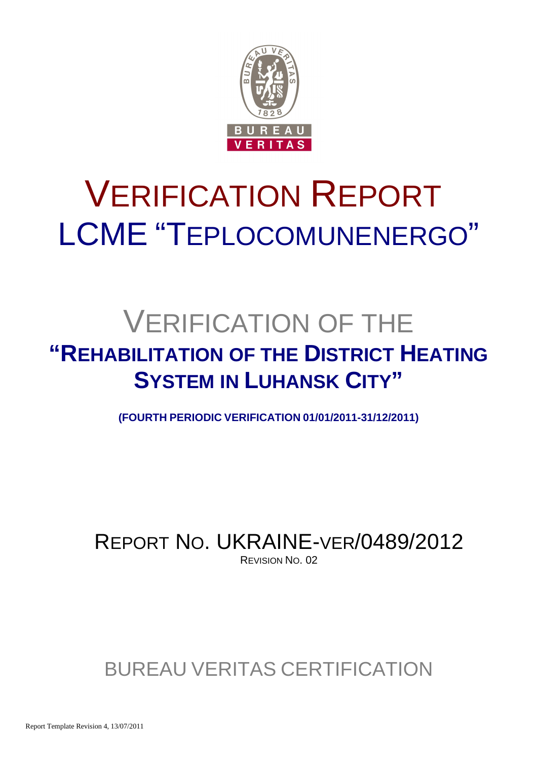# VERIFICATION REPORT
# LCME "TEPLOCOMUNENERGO"

## VERIFICATION OF THE
## "REHABILITATION OF THE DISTRICT HEATING SYSTEM IN LUHANSK CITY"

**(FOURTH PERIODIC VERIFICATION 01/01/2011-31/12/2011)**

REPORT NO. UKRAINE-VER/0489/2012

REVISION NO. 02

BUREAU VERITAS CERTIFICATION

Report Template Revision 4, 13/07/2011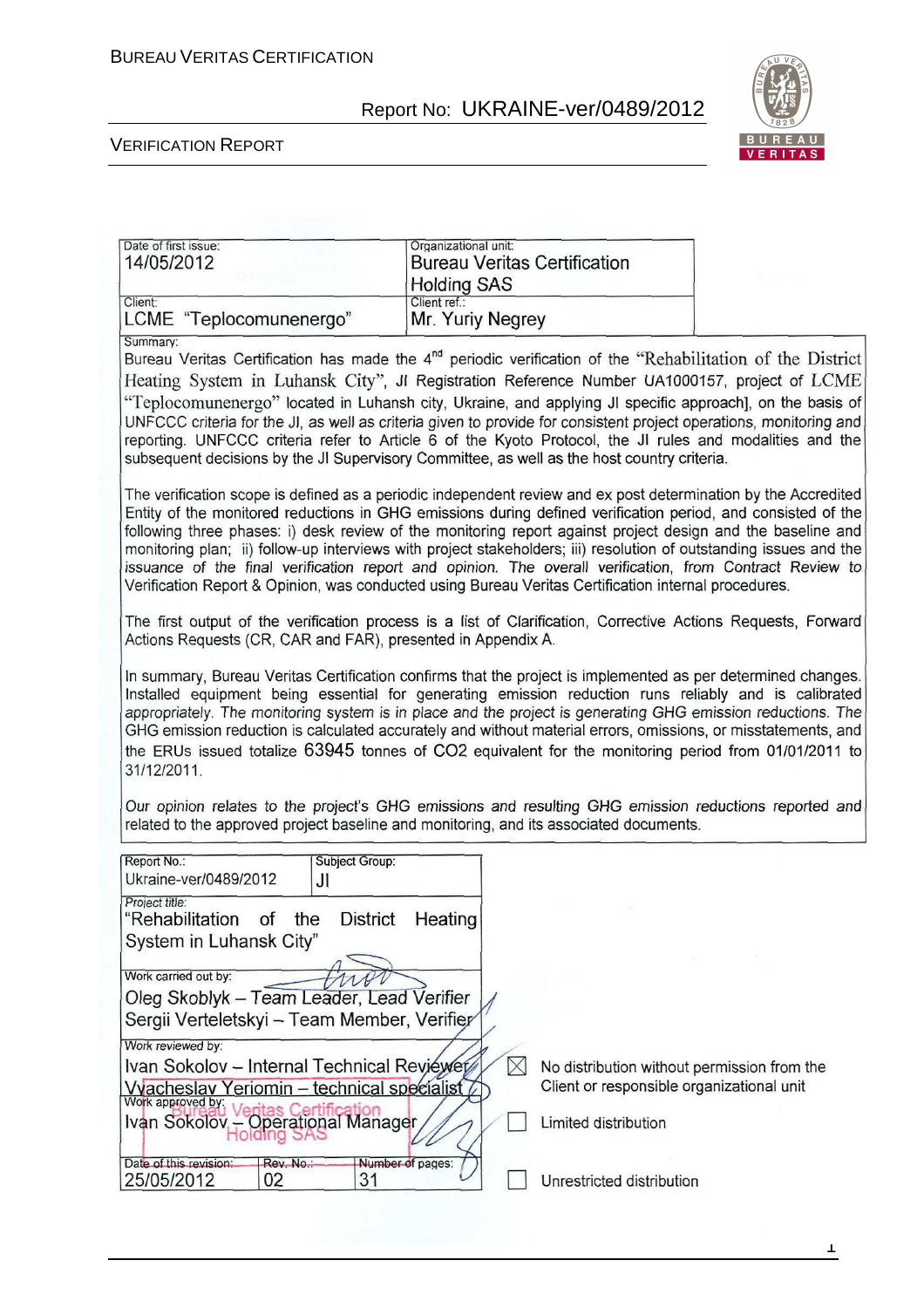| Date of first issue: 14/05/2012 | Organizational unit: Bureau Veritas Certification Holding SAS |
|---|---|
| Client: LCME "Teplocomunenergo" | Client ref.: Mr. Yuriy Negrey |

Summary:

Bureau Veritas Certification has made the 4[nd] periodic verification of the "Rehabilitation of the District Heating System in Luhansk City", JI Registration Reference Number UA1000157, project of LCME "Teplocomunenergo" located in Luhansh city, Ukraine, and applying JI specific approach], on the basis of UNFCCC criteria for the JI, as well as criteria given to provide for consistent project operations, monitoring and reporting. UNFCCC criteria refer to Article 6 of the Kyoto Protocol, the JI rules and modalities and the subsequent decisions by the JI Supervisory Committee, as well as the host country criteria.

The verification scope is defined as a periodic independent review and ex post determination by the Accredited Entity of the monitored reductions in GHG emissions during defined verification period, and consisted of the following three phases: i) desk review of the monitoring report against project design and the baseline and monitoring plan; ii) follow-up interviews with project stakeholders; iii) resolution of outstanding issues and the issuance of the final verification report and opinion. The overall verification, from Contract Review to Verification Report & Opinion, was conducted using Bureau Veritas Certification internal procedures.

The first output of the verification process is a list of Clarification, Corrective Actions Requests, Forward Actions Requests (CR, CAR and FAR), presented in Appendix A.

In summary, Bureau Veritas Certification confirms that the project is implemented as per determined changes. Installed equipment being essential for generating emission reduction runs reliably and is calibrated appropriately. The monitoring system is in place and the project is generating GHG emission reductions. The GHG emission reduction is calculated accurately and without material errors, omissions, or misstatements, and the ERUs issued totalize 63945 tonnes of $CO_2$ equivalent for the monitoring period from 01/01/2011 to 31/12/2011.

Our opinion relates to the project's GHG emissions and resulting GHG emission reductions reported and related to the approved project baseline and monitoring, and its associated documents.

| Report No.: Ukraine-ver/0489/2012 | Subject Group: JI | |
|---|---|---|
| Project title: "Rehabilitation of the District Heating System in Luhansk City" | | |
| Work carried out by: Oleg Skoblyk – Team Leader, Lead Verifier; Sergii Verteletskyi – Team Member, Verifier | | |
| Work reviewed by: Ivan Sokolov – Internal Technical Reviewer; Vyacheslav Yeriomin – technical specialist | | ☒ No distribution without permission from the Client or responsible organizational unit |
| Work approved by: Ivan Sokolov – Operational Manager | | ☐ Limited distribution |
| Date of this revision: 25/05/2012 | Rev. No.: 02 | Number of pages: 31 |

☐ Unrestricted distribution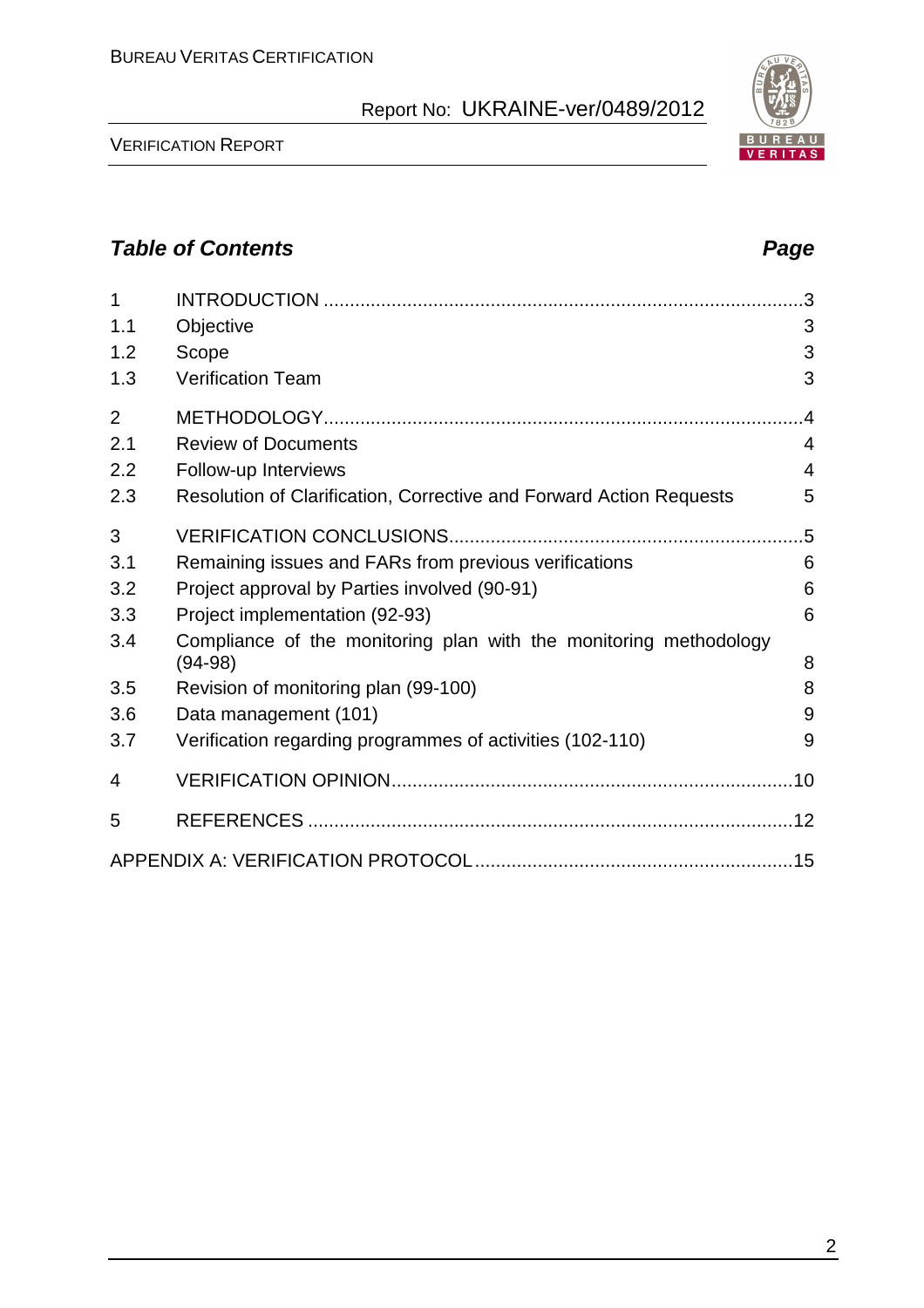## *Table of Contents* *Page*

| | | |
|---|---|---|
| 1 | INTRODUCTION | 3 |
| 1.1 | Objective | 3 |
| 1.2 | Scope | 3 |
| 1.3 | Verification Team | 3 |
| 2 | METHODOLOGY | 4 |
| 2.1 | Review of Documents | 4 |
| 2.2 | Follow-up Interviews | 4 |
| 2.3 | Resolution of Clarification, Corrective and Forward Action Requests | 5 |
| 3 | VERIFICATION CONCLUSIONS | 5 |
| 3.1 | Remaining issues and FARs from previous verifications | 6 |
| 3.2 | Project approval by Parties involved (90-91) | 6 |
| 3.3 | Project implementation (92-93) | 6 |
| 3.4 | Compliance of the monitoring plan with the monitoring methodology (94-98) | 8 |
| 3.5 | Revision of monitoring plan (99-100) | 8 |
| 3.6 | Data management (101) | 9 |
| 3.7 | Verification regarding programmes of activities (102-110) | 9 |
| 4 | VERIFICATION OPINION | 10 |
| 5 | REFERENCES | 12 |
| | APPENDIX A: VERIFICATION PROTOCOL | 15 |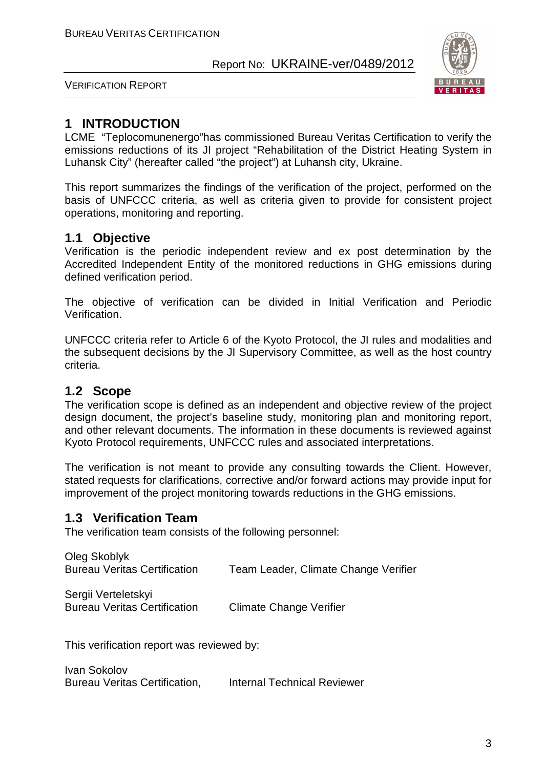# 1 INTRODUCTION

LCME "Teplocomunenergo"has commissioned Bureau Veritas Certification to verify the emissions reductions of its JI project "Rehabilitation of the District Heating System in Luhansk City" (hereafter called "the project") at Luhansh city, Ukraine.

This report summarizes the findings of the verification of the project, performed on the basis of UNFCCC criteria, as well as criteria given to provide for consistent project operations, monitoring and reporting.

## 1.1 Objective

Verification is the periodic independent review and ex post determination by the Accredited Independent Entity of the monitored reductions in GHG emissions during defined verification period.

The objective of verification can be divided in Initial Verification and Periodic Verification.

UNFCCC criteria refer to Article 6 of the Kyoto Protocol, the JI rules and modalities and the subsequent decisions by the JI Supervisory Committee, as well as the host country criteria.

## 1.2 Scope

The verification scope is defined as an independent and objective review of the project design document, the project's baseline study, monitoring plan and monitoring report, and other relevant documents. The information in these documents is reviewed against Kyoto Protocol requirements, UNFCCC rules and associated interpretations.

The verification is not meant to provide any consulting towards the Client. However, stated requests for clarifications, corrective and/or forward actions may provide input for improvement of the project monitoring towards reductions in the GHG emissions.

## 1.3 Verification Team

The verification team consists of the following personnel:

Oleg Skoblyk
Bureau Veritas Certification — Team Leader, Climate Change Verifier

Sergii Verteletskyi
Bureau Veritas Certification — Climate Change Verifier

This verification report was reviewed by:

Ivan Sokolov
Bureau Veritas Certification, — Internal Technical Reviewer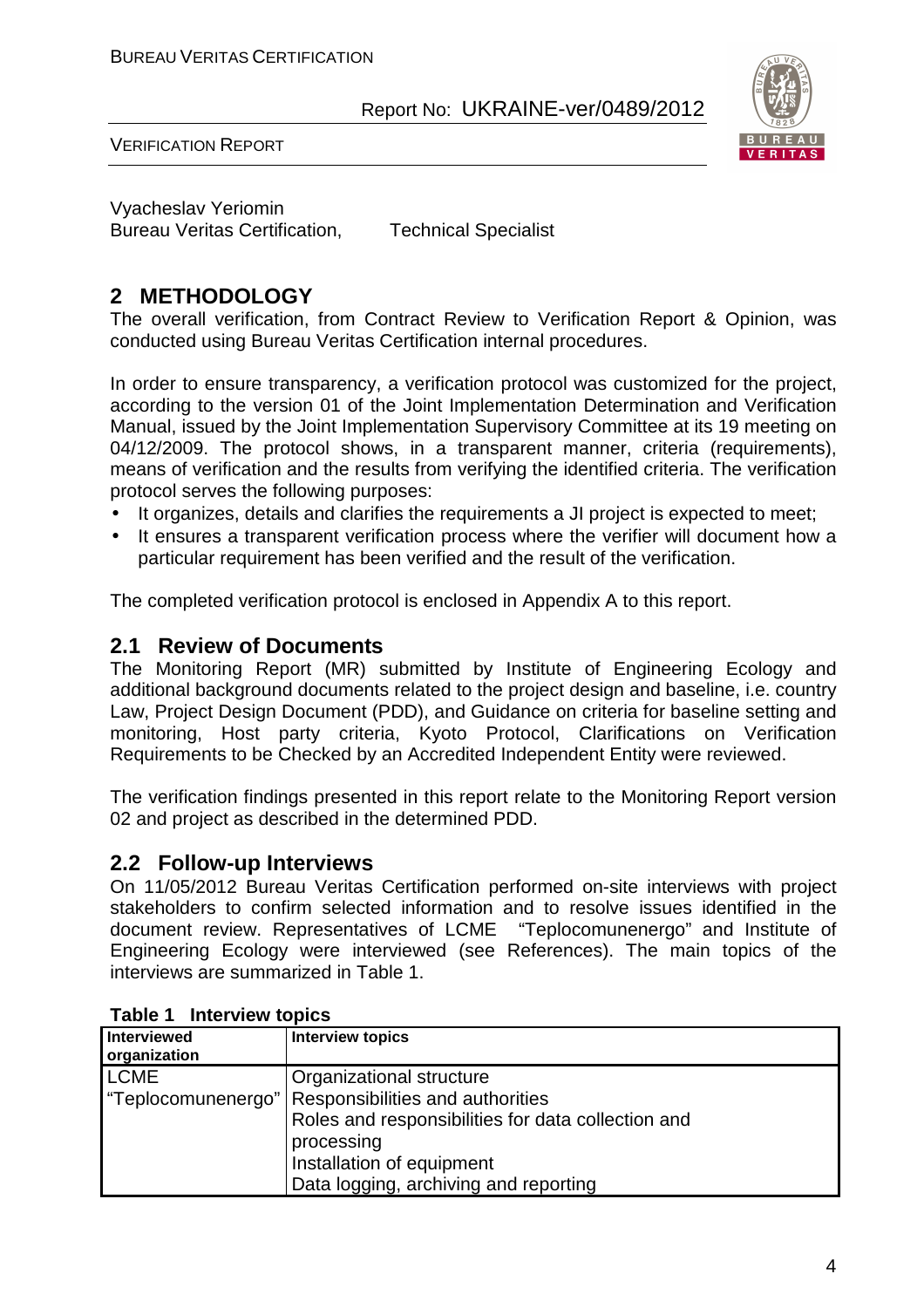Vyacheslav Yeriomin
Bureau Veritas Certification, Technical Specialist

# 2 METHODOLOGY

The overall verification, from Contract Review to Verification Report & Opinion, was conducted using Bureau Veritas Certification internal procedures.

In order to ensure transparency, a verification protocol was customized for the project, according to the version 01 of the Joint Implementation Determination and Verification Manual, issued by the Joint Implementation Supervisory Committee at its 19 meeting on 04/12/2009. The protocol shows, in a transparent manner, criteria (requirements), means of verification and the results from verifying the identified criteria. The verification protocol serves the following purposes:

- It organizes, details and clarifies the requirements a JI project is expected to meet;
- It ensures a transparent verification process where the verifier will document how a particular requirement has been verified and the result of the verification.

The completed verification protocol is enclosed in Appendix A to this report.

## 2.1 Review of Documents

The Monitoring Report (MR) submitted by Institute of Engineering Ecology and additional background documents related to the project design and baseline, i.e. country Law, Project Design Document (PDD), and Guidance on criteria for baseline setting and monitoring, Host party criteria, Kyoto Protocol, Clarifications on Verification Requirements to be Checked by an Accredited Independent Entity were reviewed.

The verification findings presented in this report relate to the Monitoring Report version 02 and project as described in the determined PDD.

## 2.2 Follow-up Interviews

On 11/05/2012 Bureau Veritas Certification performed on-site interviews with project stakeholders to confirm selected information and to resolve issues identified in the document review. Representatives of LCME "Teplocomunenergo" and Institute of Engineering Ecology were interviewed (see References). The main topics of the interviews are summarized in Table 1.

**Table 1 Interview topics**

| Interviewed organization | Interview topics |
|---|---|
| LCME "Teplocomunenergo" | Organizational structure<br>Responsibilities and authorities<br>Roles and responsibilities for data collection and processing<br>Installation of equipment<br>Data logging, archiving and reporting |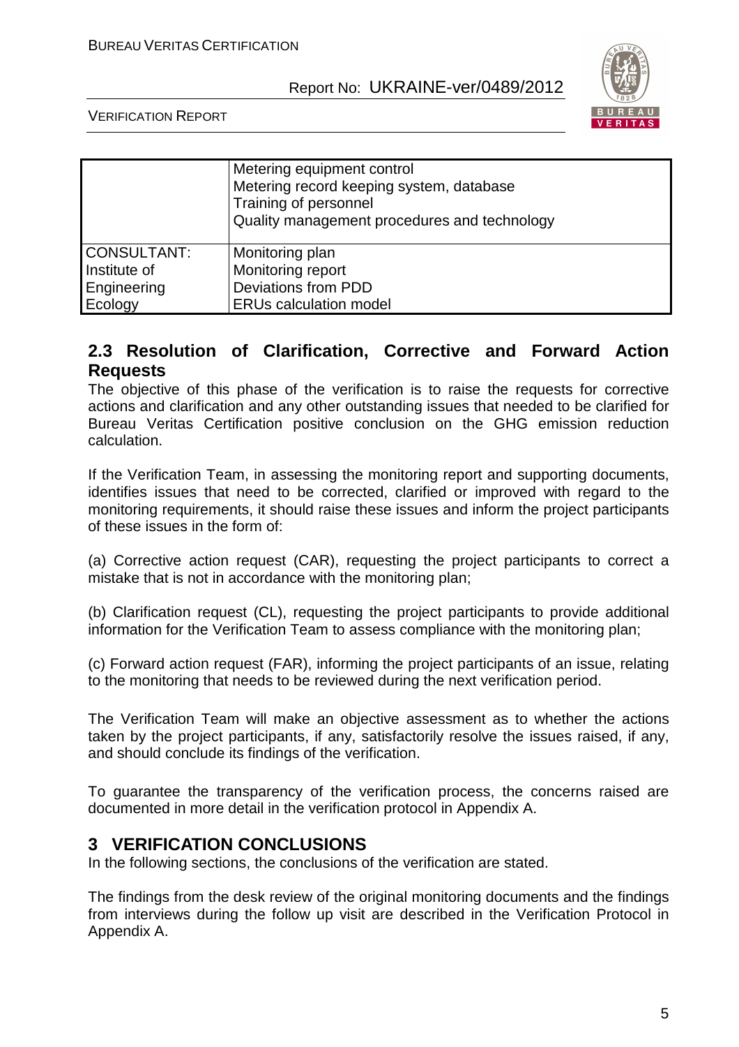| | |
|---|---|
| | Metering equipment control<br>Metering record keeping system, database<br>Training of personnel<br>Quality management procedures and technology |
| CONSULTANT:<br>Institute of Engineering Ecology | Monitoring plan<br>Monitoring report<br>Deviations from PDD<br>ERUs calculation model |

## 2.3 Resolution of Clarification, Corrective and Forward Action Requests

The objective of this phase of the verification is to raise the requests for corrective actions and clarification and any other outstanding issues that needed to be clarified for Bureau Veritas Certification positive conclusion on the GHG emission reduction calculation.

If the Verification Team, in assessing the monitoring report and supporting documents, identifies issues that need to be corrected, clarified or improved with regard to the monitoring requirements, it should raise these issues and inform the project participants of these issues in the form of:

(a) Corrective action request (CAR), requesting the project participants to correct a mistake that is not in accordance with the monitoring plan;

(b) Clarification request (CL), requesting the project participants to provide additional information for the Verification Team to assess compliance with the monitoring plan;

(c) Forward action request (FAR), informing the project participants of an issue, relating to the monitoring that needs to be reviewed during the next verification period.

The Verification Team will make an objective assessment as to whether the actions taken by the project participants, if any, satisfactorily resolve the issues raised, if any, and should conclude its findings of the verification.

To guarantee the transparency of the verification process, the concerns raised are documented in more detail in the verification protocol in Appendix A.

# 3 VERIFICATION CONCLUSIONS

In the following sections, the conclusions of the verification are stated.

The findings from the desk review of the original monitoring documents and the findings from interviews during the follow up visit are described in the Verification Protocol in Appendix A.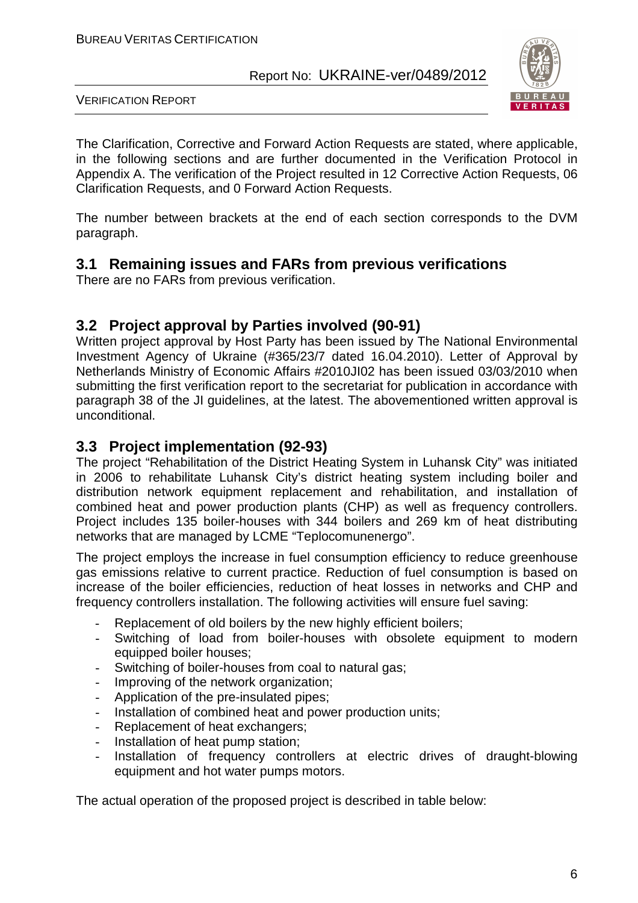The Clarification, Corrective and Forward Action Requests are stated, where applicable, in the following sections and are further documented in the Verification Protocol in Appendix A. The verification of the Project resulted in 12 Corrective Action Requests, 06 Clarification Requests, and 0 Forward Action Requests.

The number between brackets at the end of each section corresponds to the DVM paragraph.

## 3.1 Remaining issues and FARs from previous verifications

There are no FARs from previous verification.

## 3.2 Project approval by Parties involved (90-91)

Written project approval by Host Party has been issued by The National Environmental Investment Agency of Ukraine (#365/23/7 dated 16.04.2010). Letter of Approval by Netherlands Ministry of Economic Affairs #2010JI02 has been issued 03/03/2010 when submitting the first verification report to the secretariat for publication in accordance with paragraph 38 of the JI guidelines, at the latest. The abovementioned written approval is unconditional.

## 3.3 Project implementation (92-93)

The project "Rehabilitation of the District Heating System in Luhansk City" was initiated in 2006 to rehabilitate Luhansk City's district heating system including boiler and distribution network equipment replacement and rehabilitation, and installation of combined heat and power production plants (CHP) as well as frequency controllers. Project includes 135 boiler-houses with 344 boilers and 269 km of heat distributing networks that are managed by LCME "Teplocomunenergo".

The project employs the increase in fuel consumption efficiency to reduce greenhouse gas emissions relative to current practice. Reduction of fuel consumption is based on increase of the boiler efficiencies, reduction of heat losses in networks and CHP and frequency controllers installation. The following activities will ensure fuel saving:

- Replacement of old boilers by the new highly efficient boilers;
- Switching of load from boiler-houses with obsolete equipment to modern equipped boiler houses;
- Switching of boiler-houses from coal to natural gas;
- Improving of the network organization;
- Application of the pre-insulated pipes;
- Installation of combined heat and power production units;
- Replacement of heat exchangers;
- Installation of heat pump station;
- Installation of frequency controllers at electric drives of draught-blowing equipment and hot water pumps motors.

The actual operation of the proposed project is described in table below: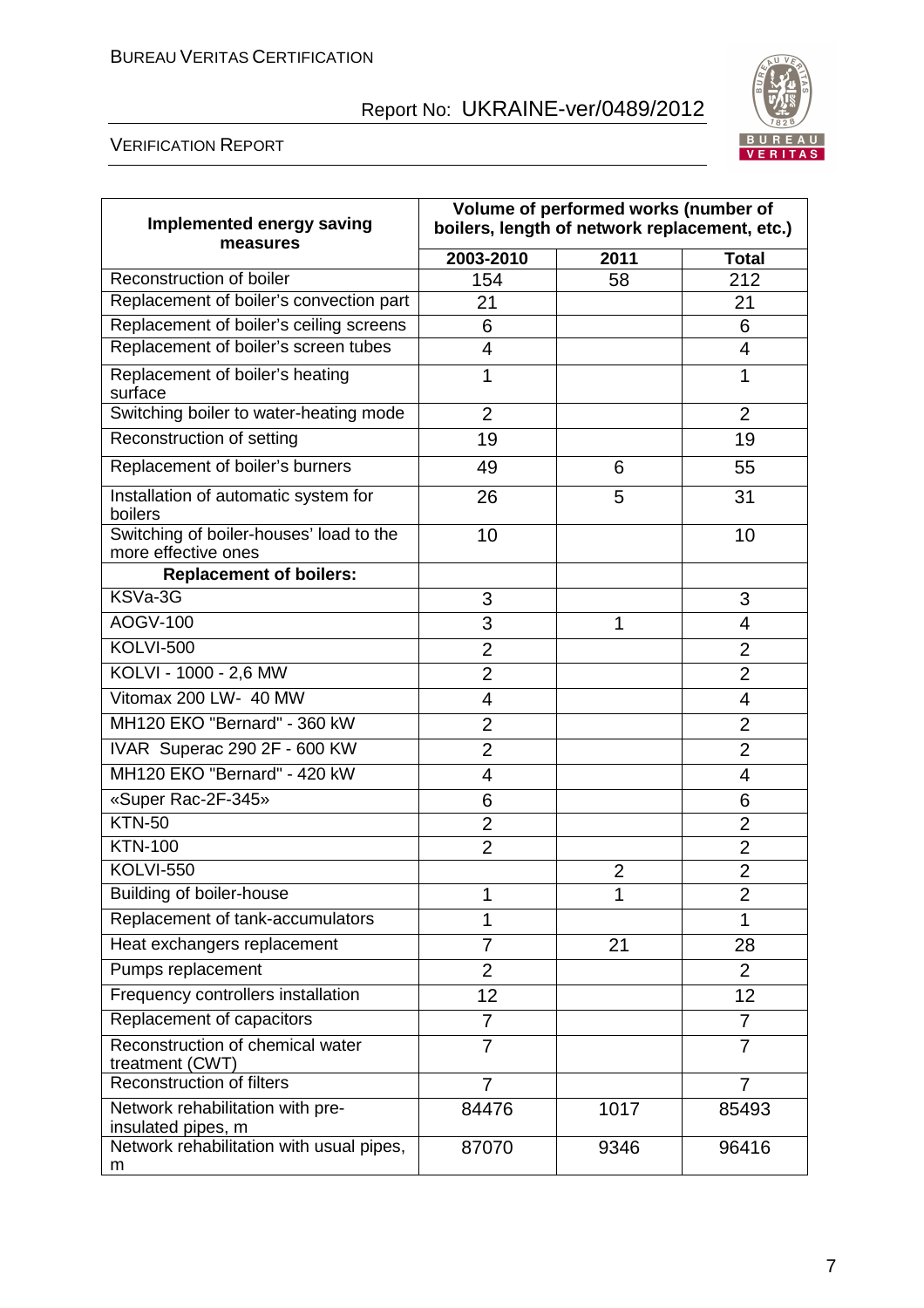| Implemented energy saving measures | Volume of performed works (number of boilers, length of network replacement, etc.) | | |
|---|---|---|---|
| | 2003-2010 | 2011 | Total |
| Reconstruction of boiler | 154 | 58 | 212 |
| Replacement of boiler's convection part | 21 | | 21 |
| Replacement of boiler's ceiling screens | 6 | | 6 |
| Replacement of boiler's screen tubes | 4 | | 4 |
| Replacement of boiler's heating surface | 1 | | 1 |
| Switching boiler to water-heating mode | 2 | | 2 |
| Reconstruction of setting | 19 | | 19 |
| Replacement of boiler's burners | 49 | 6 | 55 |
| Installation of automatic system for boilers | 26 | 5 | 31 |
| Switching of boiler-houses' load to the more effective ones | 10 | | 10 |
| **Replacement of boilers:** | | | |
| KSVa-3G | 3 | | 3 |
| AOGV-100 | 3 | 1 | 4 |
| KOLVI-500 | 2 | | 2 |
| KOLVI - 1000 - 2,6 MW | 2 | | 2 |
| Vitomax 200 LW- 40 MW | 4 | | 4 |
| MH120 EKO "Bernard" - 360 kW | 2 | | 2 |
| IVAR Superac 290 2F - 600 KW | 2 | | 2 |
| MH120 EKO "Bernard" - 420 kW | 4 | | 4 |
| «Super Rac-2F-345» | 6 | | 6 |
| KTN-50 | 2 | | 2 |
| KTN-100 | 2 | | 2 |
| KOLVI-550 | | 2 | 2 |
| Building of boiler-house | 1 | 1 | 2 |
| Replacement of tank-accumulators | 1 | | 1 |
| Heat exchangers replacement | 7 | 21 | 28 |
| Pumps replacement | 2 | | 2 |
| Frequency controllers installation | 12 | | 12 |
| Replacement of capacitors | 7 | | 7 |
| Reconstruction of chemical water treatment (CWT) | 7 | | 7 |
| Reconstruction of filters | 7 | | 7 |
| Network rehabilitation with pre-insulated pipes, m | 84476 | 1017 | 85493 |
| Network rehabilitation with usual pipes, m | 87070 | 9346 | 96416 |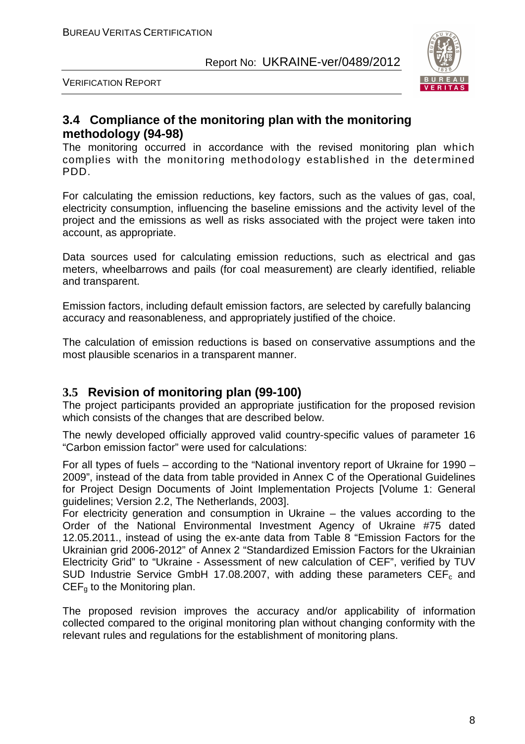## 3.4 Compliance of the monitoring plan with the monitoring methodology (94-98)

The monitoring occurred in accordance with the revised monitoring plan which complies with the monitoring methodology established in the determined PDD.

For calculating the emission reductions, key factors, such as the values of gas, coal, electricity consumption, influencing the baseline emissions and the activity level of the project and the emissions as well as risks associated with the project were taken into account, as appropriate.

Data sources used for calculating emission reductions, such as electrical and gas meters, wheelbarrows and pails (for coal measurement) are clearly identified, reliable and transparent.

Emission factors, including default emission factors, are selected by carefully balancing accuracy and reasonableness, and appropriately justified of the choice.

The calculation of emission reductions is based on conservative assumptions and the most plausible scenarios in a transparent manner.

## 3.5 Revision of monitoring plan (99-100)

The project participants provided an appropriate justification for the proposed revision which consists of the changes that are described below.

The newly developed officially approved valid country-specific values of parameter 16 "Carbon emission factor" were used for calculations:

For all types of fuels – according to the "National inventory report of Ukraine for 1990 – 2009", instead of the data from table provided in Annex C of the Operational Guidelines for Project Design Documents of Joint Implementation Projects [Volume 1: General guidelines; Version 2.2, The Netherlands, 2003].

For electricity generation and consumption in Ukraine – the values according to the Order of the National Environmental Investment Agency of Ukraine #75 dated 12.05.2011., instead of using the ex-ante data from Table 8 "Emission Factors for the Ukrainian grid 2006-2012" of Annex 2 "Standardized Emission Factors for the Ukrainian Electricity Grid" to "Ukraine - Assessment of new calculation of CEF", verified by TUV SUD Industrie Service GmbH 17.08.2007, with adding these parameters $CEF_c$ and $CEF_g$ to the Monitoring plan.

The proposed revision improves the accuracy and/or applicability of information collected compared to the original monitoring plan without changing conformity with the relevant rules and regulations for the establishment of monitoring plans.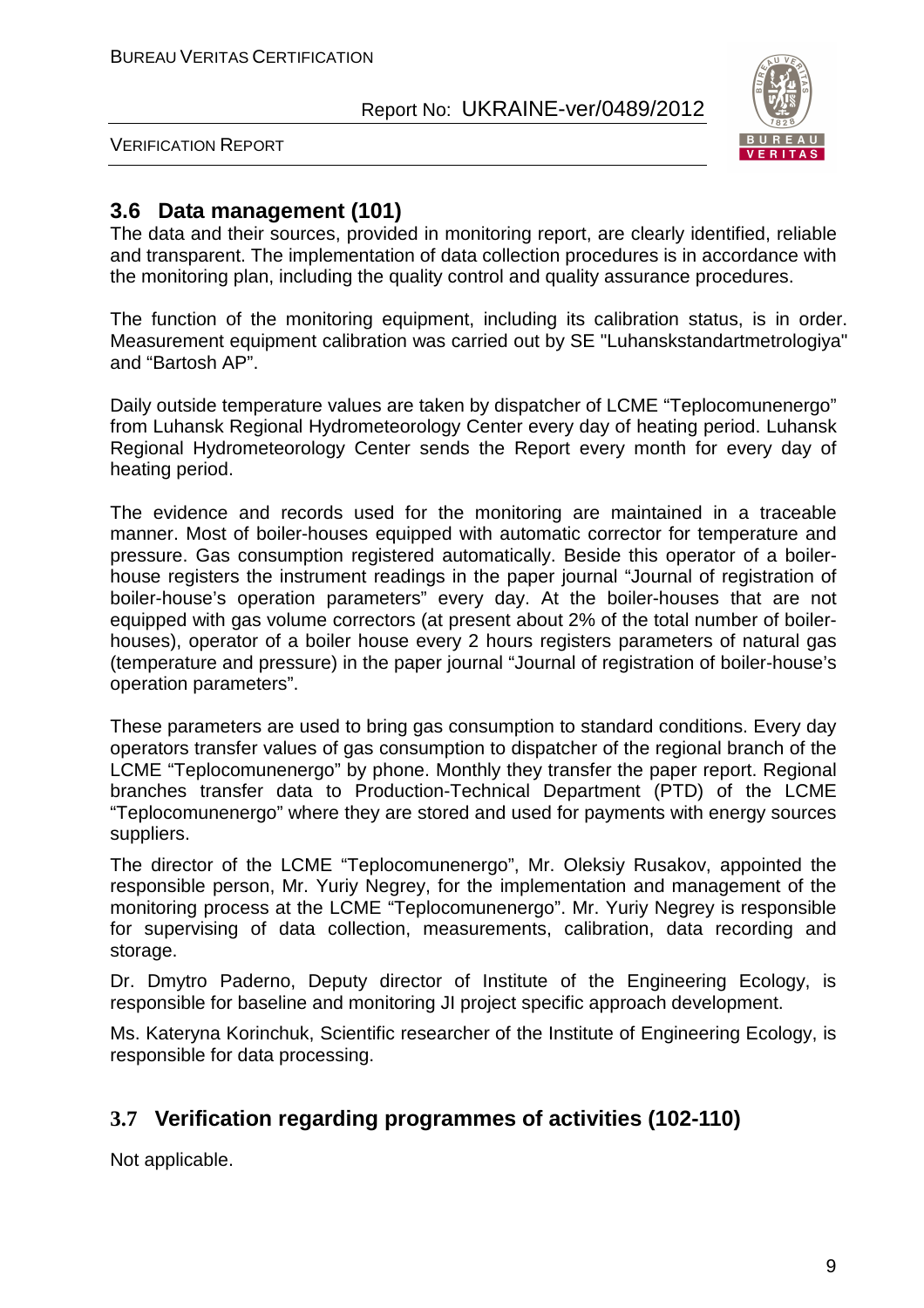## 3.6 Data management (101)

The data and their sources, provided in monitoring report, are clearly identified, reliable and transparent. The implementation of data collection procedures is in accordance with the monitoring plan, including the quality control and quality assurance procedures.

The function of the monitoring equipment, including its calibration status, is in order. Measurement equipment calibration was carried out by SE "Luhanskstandartmetrologiya" and "Bartosh AP".

Daily outside temperature values are taken by dispatcher of LCME "Teplocomunenergo" from Luhansk Regional Hydrometeorology Center every day of heating period. Luhansk Regional Hydrometeorology Center sends the Report every month for every day of heating period.

The evidence and records used for the monitoring are maintained in a traceable manner. Most of boiler-houses equipped with automatic corrector for temperature and pressure. Gas consumption registered automatically. Beside this operator of a boiler-house registers the instrument readings in the paper journal "Journal of registration of boiler-house's operation parameters" every day. At the boiler-houses that are not equipped with gas volume correctors (at present about 2% of the total number of boiler-houses), operator of a boiler house every 2 hours registers parameters of natural gas (temperature and pressure) in the paper journal "Journal of registration of boiler-house's operation parameters".

These parameters are used to bring gas consumption to standard conditions. Every day operators transfer values of gas consumption to dispatcher of the regional branch of the LCME "Teplocomunenergo" by phone. Monthly they transfer the paper report. Regional branches transfer data to Production-Technical Department (PTD) of the LCME "Teplocomunenergo" where they are stored and used for payments with energy sources suppliers.

The director of the LCME "Teplocomunenergo", Mr. Oleksiy Rusakov, appointed the responsible person, Mr. Yuriy Negrey, for the implementation and management of the monitoring process at the LCME "Teplocomunenergo". Mr. Yuriy Negrey is responsible for supervising of data collection, measurements, calibration, data recording and storage.

Dr. Dmytro Paderno, Deputy director of Institute of the Engineering Ecology, is responsible for baseline and monitoring JI project specific approach development.

Ms. Kateryna Korinchuk, Scientific researcher of the Institute of Engineering Ecology, is responsible for data processing.

## 3.7 Verification regarding programmes of activities (102-110)

Not applicable.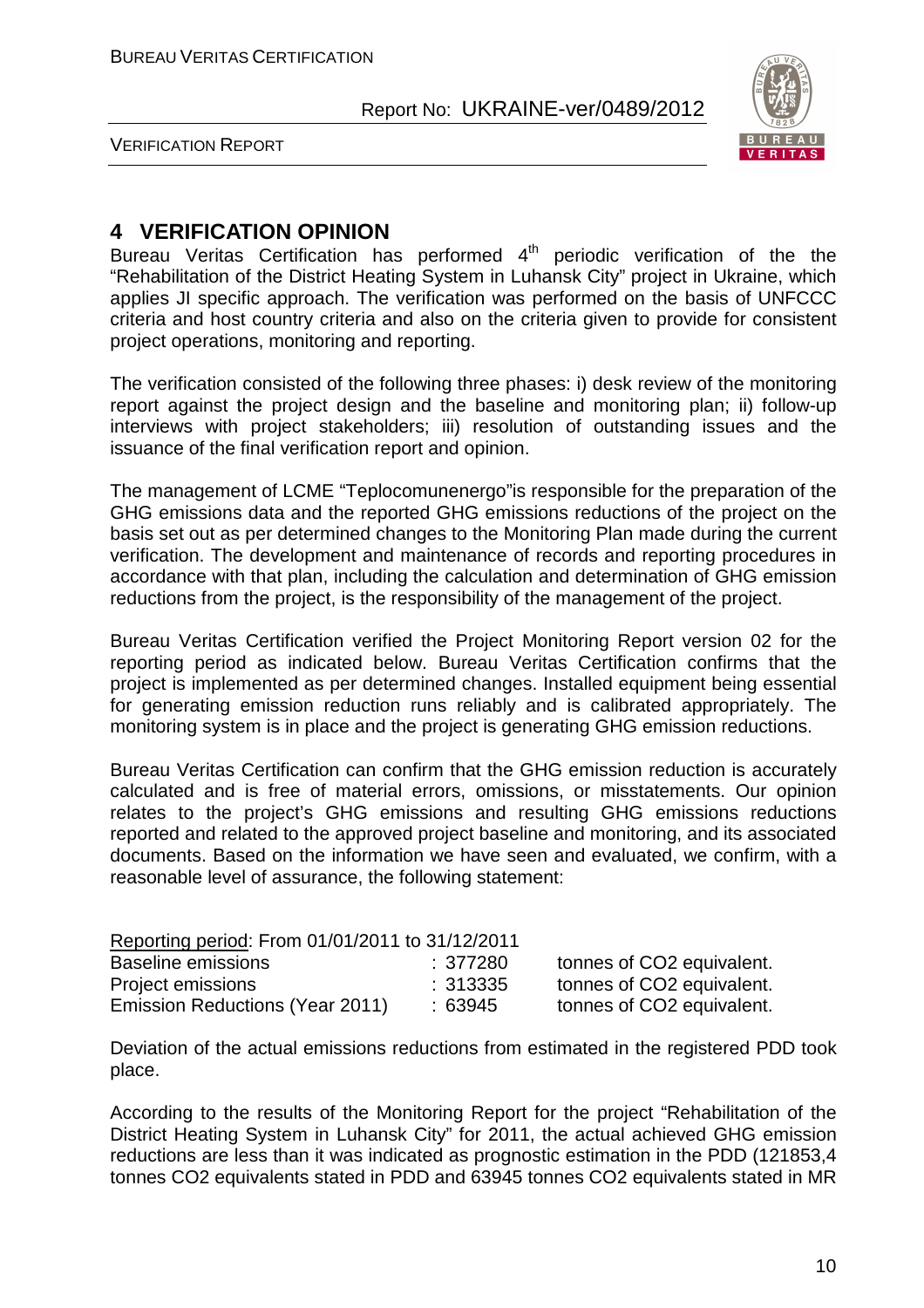# 4 VERIFICATION OPINION

Bureau Veritas Certification has performed 4th periodic verification of the the "Rehabilitation of the District Heating System in Luhansk City" project in Ukraine, which applies JI specific approach. The verification was performed on the basis of UNFCCC criteria and host country criteria and also on the criteria given to provide for consistent project operations, monitoring and reporting.

The verification consisted of the following three phases: i) desk review of the monitoring report against the project design and the baseline and monitoring plan; ii) follow-up interviews with project stakeholders; iii) resolution of outstanding issues and the issuance of the final verification report and opinion.

The management of LCME "Teplocomunenergo"is responsible for the preparation of the GHG emissions data and the reported GHG emissions reductions of the project on the basis set out as per determined changes to the Monitoring Plan made during the current verification. The development and maintenance of records and reporting procedures in accordance with that plan, including the calculation and determination of GHG emission reductions from the project, is the responsibility of the management of the project.

Bureau Veritas Certification verified the Project Monitoring Report version 02 for the reporting period as indicated below. Bureau Veritas Certification confirms that the project is implemented as per determined changes. Installed equipment being essential for generating emission reduction runs reliably and is calibrated appropriately. The monitoring system is in place and the project is generating GHG emission reductions.

Bureau Veritas Certification can confirm that the GHG emission reduction is accurately calculated and is free of material errors, omissions, or misstatements. Our opinion relates to the project's GHG emissions and resulting GHG emissions reductions reported and related to the approved project baseline and monitoring, and its associated documents. Based on the information we have seen and evaluated, we confirm, with a reasonable level of assurance, the following statement:

Reporting period: From 01/01/2011 to 31/12/2011

| | | |
|---|---|---|
| Baseline emissions | : 377280 | tonnes of CO2 equivalent. |
| Project emissions | : 313335 | tonnes of CO2 equivalent. |
| Emission Reductions (Year 2011) | : 63945 | tonnes of CO2 equivalent. |

Deviation of the actual emissions reductions from estimated in the registered PDD took place.

According to the results of the Monitoring Report for the project "Rehabilitation of the District Heating System in Luhansk City" for 2011, the actual achieved GHG emission reductions are less than it was indicated as prognostic estimation in the PDD (121853,4 tonnes CO2 equivalents stated in PDD and 63945 tonnes CO2 equivalents stated in MR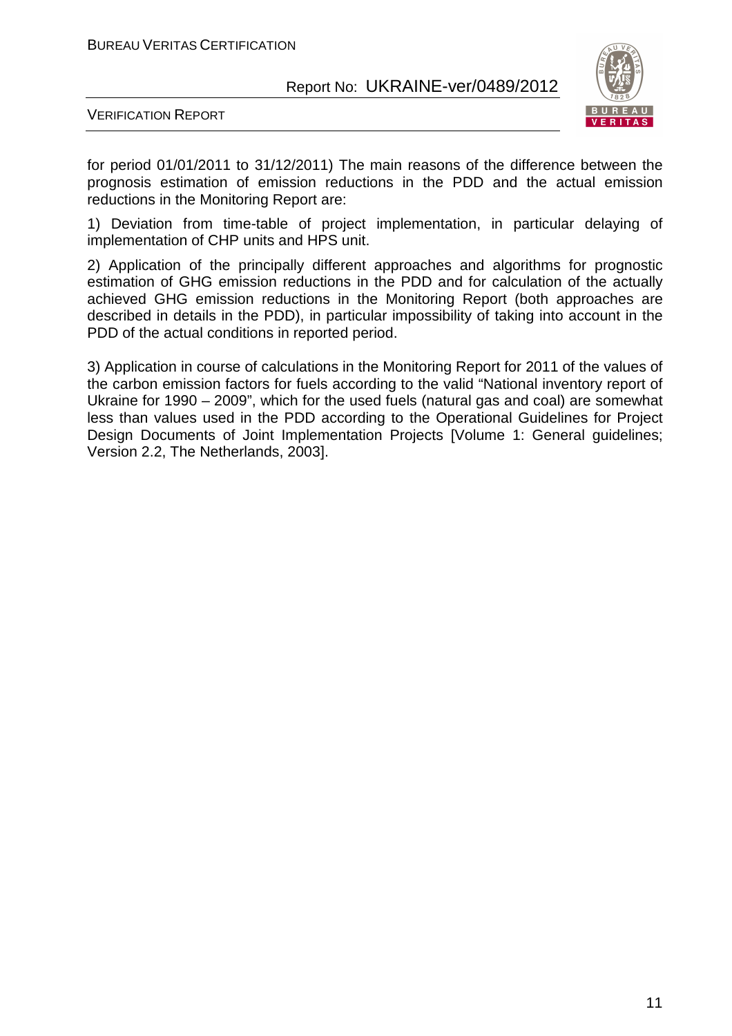for period 01/01/2011 to 31/12/2011) The main reasons of the difference between the prognosis estimation of emission reductions in the PDD and the actual emission reductions in the Monitoring Report are:

1) Deviation from time-table of project implementation, in particular delaying of implementation of CHP units and HPS unit.

2) Application of the principally different approaches and algorithms for prognostic estimation of GHG emission reductions in the PDD and for calculation of the actually achieved GHG emission reductions in the Monitoring Report (both approaches are described in details in the PDD), in particular impossibility of taking into account in the PDD of the actual conditions in reported period.

3) Application in course of calculations in the Monitoring Report for 2011 of the values of the carbon emission factors for fuels according to the valid "National inventory report of Ukraine for 1990 – 2009", which for the used fuels (natural gas and coal) are somewhat less than values used in the PDD according to the Operational Guidelines for Project Design Documents of Joint Implementation Projects [Volume 1: General guidelines; Version 2.2, The Netherlands, 2003].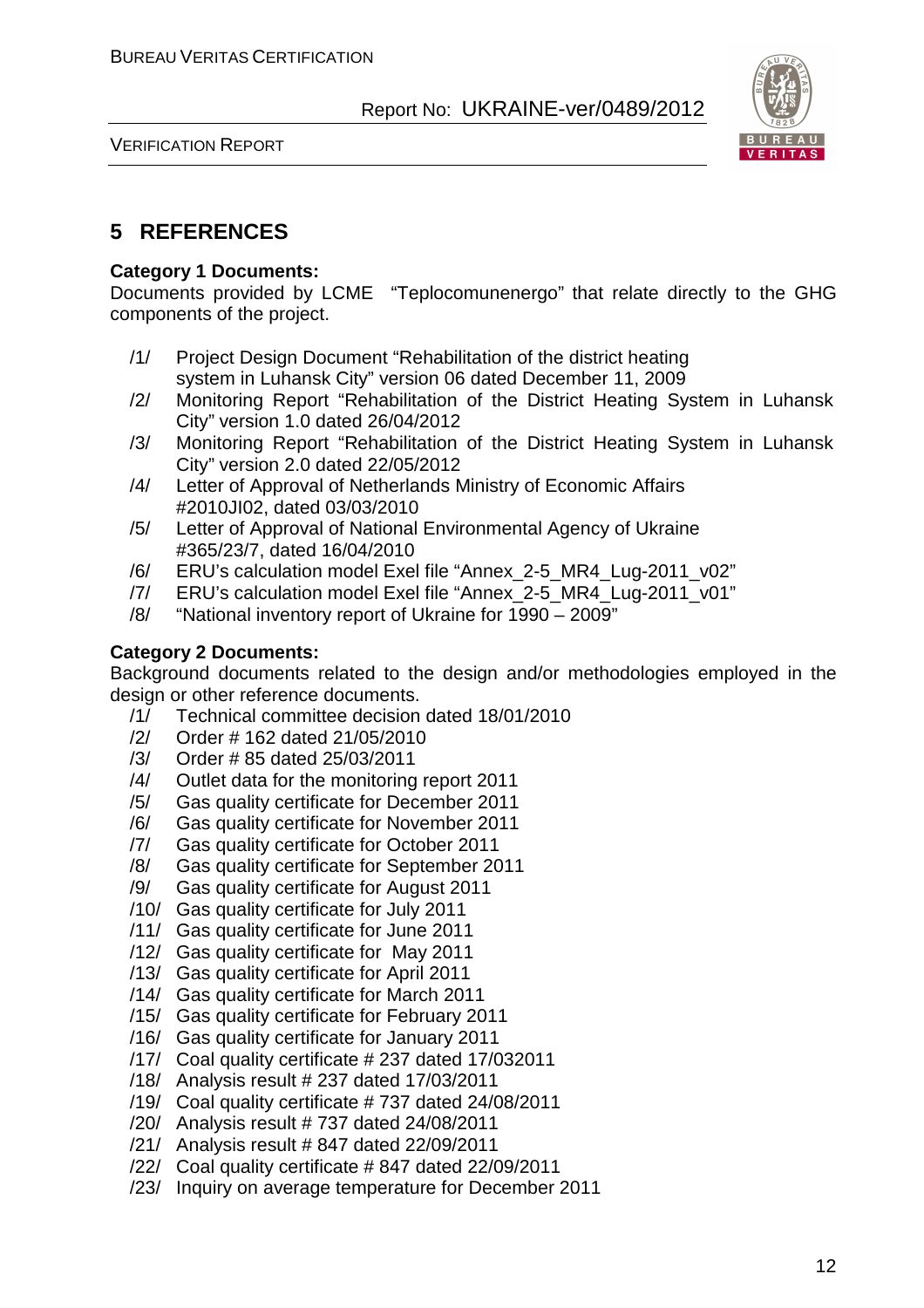## 5 REFERENCES

**Category 1 Documents:**
Documents provided by LCME "Teplocomunenergo" that relate directly to the GHG components of the project.

/1/ Project Design Document "Rehabilitation of the district heating system in Luhansk City" version 06 dated December 11, 2009
/2/ Monitoring Report "Rehabilitation of the District Heating System in Luhansk City" version 1.0 dated 26/04/2012
/3/ Monitoring Report "Rehabilitation of the District Heating System in Luhansk City" version 2.0 dated 22/05/2012
/4/ Letter of Approval of Netherlands Ministry of Economic Affairs #2010JI02, dated 03/03/2010
/5/ Letter of Approval of National Environmental Agency of Ukraine #365/23/7, dated 16/04/2010
/6/ ERU's calculation model Exel file "Annex_2-5_MR4_Lug-2011_v02"
/7/ ERU's calculation model Exel file "Annex_2-5_MR4_Lug-2011_v01"
/8/ "National inventory report of Ukraine for 1990 – 2009"

**Category 2 Documents:**
Background documents related to the design and/or methodologies employed in the design or other reference documents.

/1/ Technical committee decision dated 18/01/2010
/2/ Order # 162 dated 21/05/2010
/3/ Order # 85 dated 25/03/2011
/4/ Outlet data for the monitoring report 2011
/5/ Gas quality certificate for December 2011
/6/ Gas quality certificate for November 2011
/7/ Gas quality certificate for October 2011
/8/ Gas quality certificate for September 2011
/9/ Gas quality certificate for August 2011
/10/ Gas quality certificate for July 2011
/11/ Gas quality certificate for June 2011
/12/ Gas quality certificate for May 2011
/13/ Gas quality certificate for April 2011
/14/ Gas quality certificate for March 2011
/15/ Gas quality certificate for February 2011
/16/ Gas quality certificate for January 2011
/17/ Coal quality certificate # 237 dated 17/032011
/18/ Analysis result # 237 dated 17/03/2011
/19/ Coal quality certificate # 737 dated 24/08/2011
/20/ Analysis result # 737 dated 24/08/2011
/21/ Analysis result # 847 dated 22/09/2011
/22/ Coal quality certificate # 847 dated 22/09/2011
/23/ Inquiry on average temperature for December 2011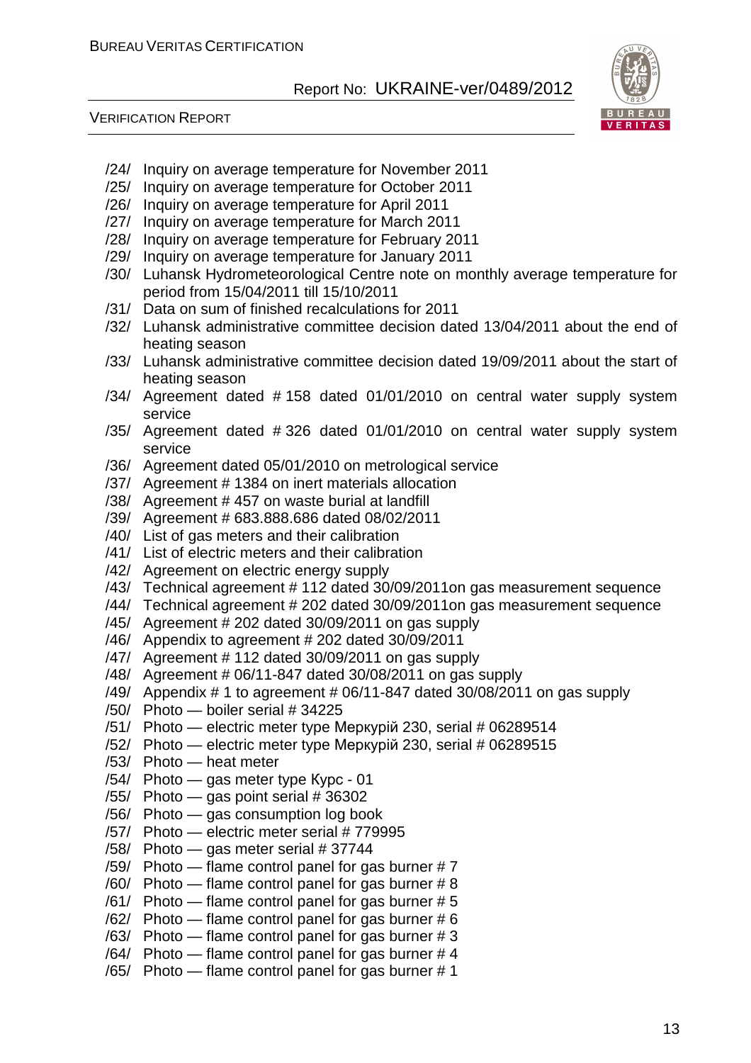/24/ Inquiry on average temperature for November 2011
/25/ Inquiry on average temperature for October 2011
/26/ Inquiry on average temperature for April 2011
/27/ Inquiry on average temperature for March 2011
/28/ Inquiry on average temperature for February 2011
/29/ Inquiry on average temperature for January 2011
/30/ Luhansk Hydrometeorological Centre note on monthly average temperature for period from 15/04/2011 till 15/10/2011
/31/ Data on sum of finished recalculations for 2011
/32/ Luhansk administrative committee decision dated 13/04/2011 about the end of heating season
/33/ Luhansk administrative committee decision dated 19/09/2011 about the start of heating season
/34/ Agreement dated # 158 dated 01/01/2010 on central water supply system service
/35/ Agreement dated # 326 dated 01/01/2010 on central water supply system service
/36/ Agreement dated 05/01/2010 on metrological service
/37/ Agreement # 1384 on inert materials allocation
/38/ Agreement # 457 on waste burial at landfill
/39/ Agreement # 683.888.686 dated 08/02/2011
/40/ List of gas meters and their calibration
/41/ List of electric meters and their calibration
/42/ Agreement on electric energy supply
/43/ Technical agreement # 112 dated 30/09/2011on gas measurement sequence
/44/ Technical agreement # 202 dated 30/09/2011on gas measurement sequence
/45/ Agreement # 202 dated 30/09/2011 on gas supply
/46/ Appendix to agreement # 202 dated 30/09/2011
/47/ Agreement # 112 dated 30/09/2011 on gas supply
/48/ Agreement # 06/11-847 dated 30/08/2011 on gas supply
/49/ Appendix # 1 to agreement # 06/11-847 dated 30/08/2011 on gas supply
/50/ Photo — boiler serial # 34225
/51/ Photo — electric meter type Меркурій 230, serial # 06289514
/52/ Photo — electric meter type Меркурій 230, serial # 06289515
/53/ Photo — heat meter
/54/ Photo — gas meter type Курс - 01
/55/ Photo — gas point serial # 36302
/56/ Photo — gas consumption log book
/57/ Photo — electric meter serial # 779995
/58/ Photo — gas meter serial # 37744
/59/ Photo — flame control panel for gas burner # 7
/60/ Photo — flame control panel for gas burner # 8
/61/ Photo — flame control panel for gas burner # 5
/62/ Photo — flame control panel for gas burner # 6
/63/ Photo — flame control panel for gas burner # 3
/64/ Photo — flame control panel for gas burner # 4
/65/ Photo — flame control panel for gas burner # 1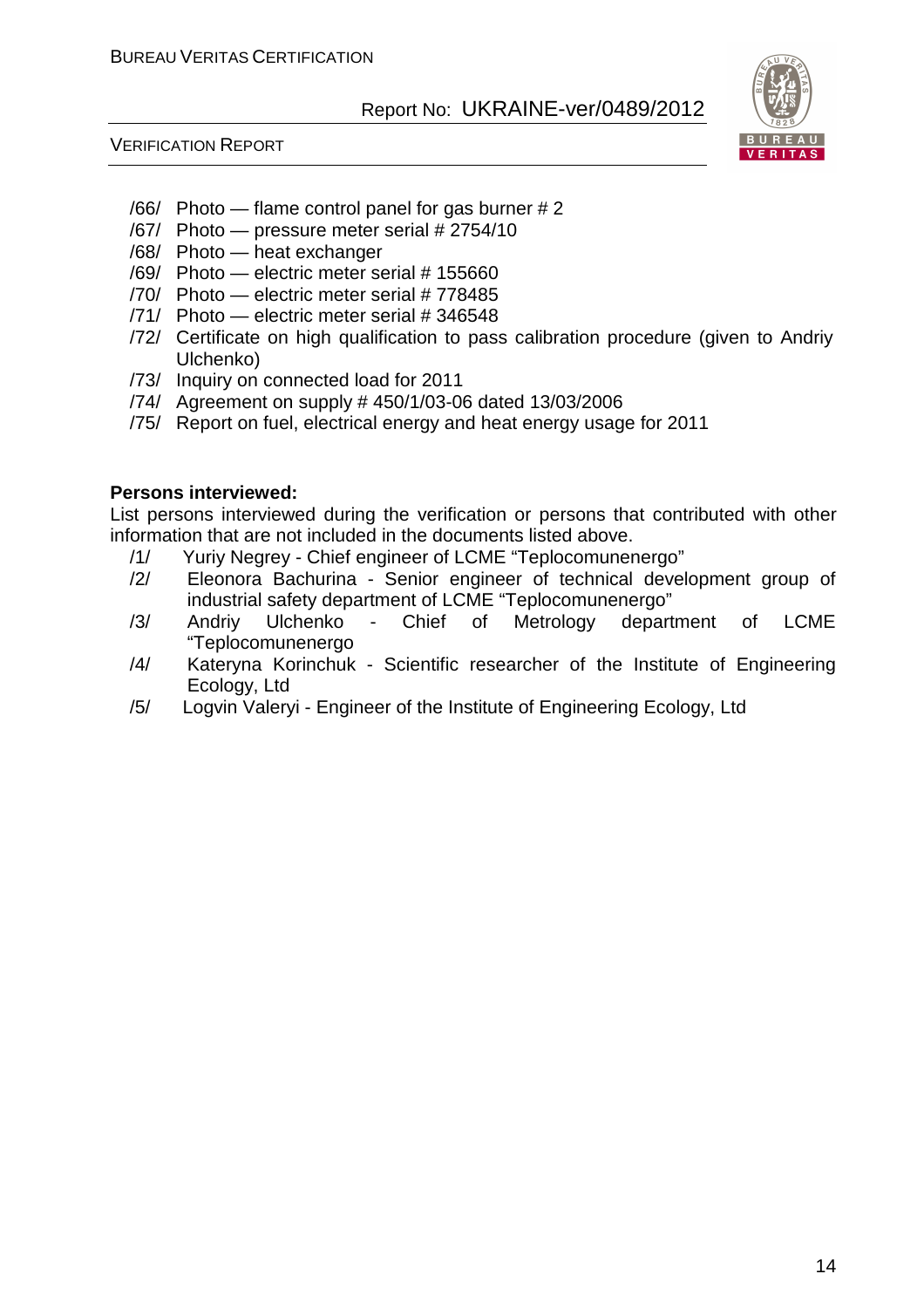/66/ Photo — flame control panel for gas burner # 2
/67/ Photo — pressure meter serial # 2754/10
/68/ Photo — heat exchanger
/69/ Photo — electric meter serial # 155660
/70/ Photo — electric meter serial # 778485
/71/ Photo — electric meter serial # 346548
/72/ Certificate on high qualification to pass calibration procedure (given to Andriy Ulchenko)
/73/ Inquiry on connected load for 2011
/74/ Agreement on supply # 450/1/03-06 dated 13/03/2006
/75/ Report on fuel, electrical energy and heat energy usage for 2011

**Persons interviewed:**

List persons interviewed during the verification or persons that contributed with other information that are not included in the documents listed above.

/1/ Yuriy Negrey - Chief engineer of LCME "Teplocomunenergo"
/2/ Eleonora Bachurina - Senior engineer of technical development group of industrial safety department of LCME "Teplocomunenergo"
/3/ Andriy Ulchenko - Chief of Metrology department of LCME "Teplocomunenergo
/4/ Kateryna Korinchuk - Scientific researcher of the Institute of Engineering Ecology, Ltd
/5/ Logvin Valeryi - Engineer of the Institute of Engineering Ecology, Ltd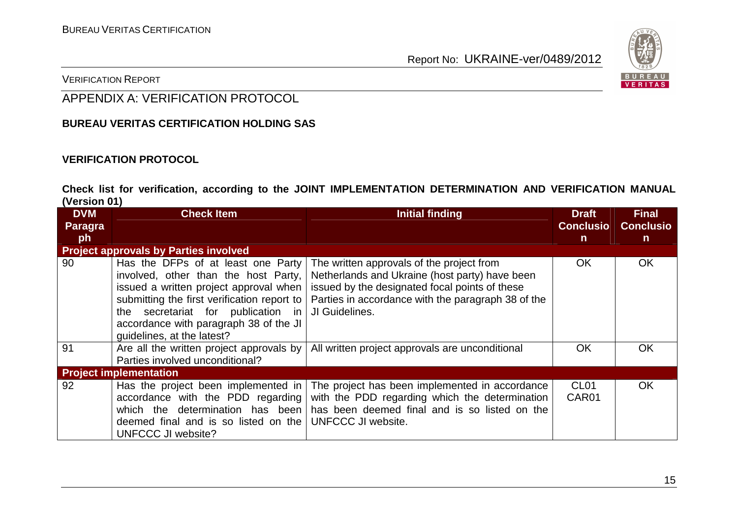## APPENDIX A: VERIFICATION PROTOCOL

**BUREAU VERITAS CERTIFICATION HOLDING SAS**

**VERIFICATION PROTOCOL**

**Check list for verification, according to the JOINT IMPLEMENTATION DETERMINATION AND VERIFICATION MANUAL (Version 01)**

| DVM Paragraph | Check Item | Initial finding | Draft Conclusion | Final Conclusion |
|---|---|---|---|---|
| **Project approvals by Parties involved** | | | | |
| 90 | Has the DFPs of at least one Party involved, other than the host Party, issued a written project approval when submitting the first verification report to the secretariat for publication in accordance with paragraph 38 of the JI guidelines, at the latest? | The written approvals of the project from Netherlands and Ukraine (host party) have been issued by the designated focal points of these Parties in accordance with the paragraph 38 of the JI Guidelines. | OK | OK |
| 91 | Are all the written project approvals by Parties involved unconditional? | All written project approvals are unconditional | OK | OK |
| **Project implementation** | | | | |
| 92 | Has the project been implemented in accordance with the PDD regarding which the determination has been deemed final and is so listed on the UNFCCC JI website? | The project has been implemented in accordance with the PDD regarding which the determination has been deemed final and is so listed on the UNFCCC JI website. | CL01 CAR01 | OK |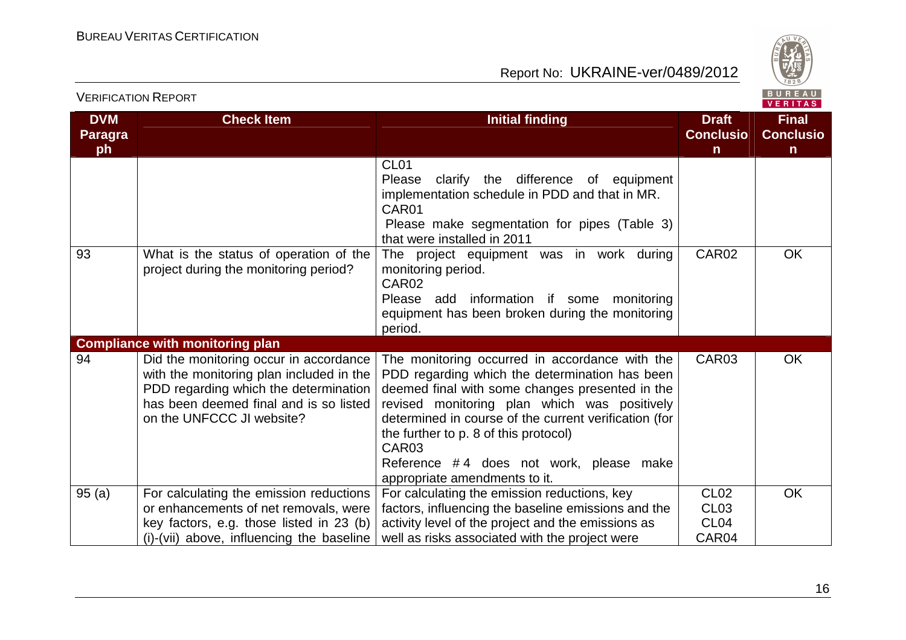| DVM Paragraph | Check Item | Initial finding | Draft Conclusion | Final Conclusion |
|---|---|---|---|---|
| | | CL01<br>Please clarify the difference of equipment implementation schedule in PDD and that in MR.<br>CAR01<br>Please make segmentation for pipes (Table 3) that were installed in 2011 | | |
| 93 | What is the status of operation of the project during the monitoring period? | The project equipment was in work during monitoring period.<br>CAR02<br>Please add information if some monitoring equipment has been broken during the monitoring period. | CAR02 | OK |
| **Compliance with monitoring plan** | | | | |
| 94 | Did the monitoring occur in accordance with the monitoring plan included in the PDD regarding which the determination has been deemed final and is so listed on the UNFCCC JI website? | The monitoring occurred in accordance with the PDD regarding which the determination has been deemed final with some changes presented in the revised monitoring plan which was positively determined in course of the current verification (for the further to p. 8 of this protocol)<br>CAR03<br>Reference #4 does not work, please make appropriate amendments to it. | CAR03 | OK |
| 95 (a) | For calculating the emission reductions or enhancements of net removals, were key factors, e.g. those listed in 23 (b) (i)-(vii) above, influencing the baseline | For calculating the emission reductions, key factors, influencing the baseline emissions and the activity level of the project and the emissions as well as risks associated with the project were | CL02<br>CL03<br>CL04<br>CAR04 | OK |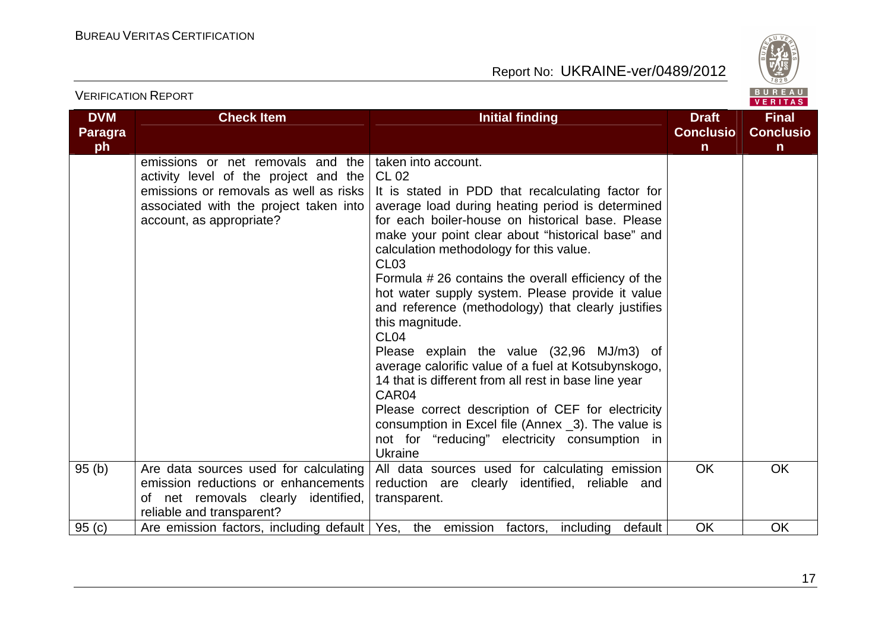| DVM Paragraph | Check Item | Initial finding | Draft Conclusion | Final Conclusion |
|---|---|---|---|---|
| | emissions or net removals and the activity level of the project and the emissions or removals as well as risks associated with the project taken into account, as appropriate? | taken into account.<br>CL 02<br>It is stated in PDD that recalculating factor for average load during heating period is determined for each boiler-house on historical base. Please make your point clear about "historical base" and calculation methodology for this value.<br>CL03<br>Formula # 26 contains the overall efficiency of the hot water supply system. Please provide it value and reference (methodology) that clearly justifies this magnitude.<br>CL04<br>Please explain the value (32,96 MJ/m3) of average calorific value of a fuel at Kotsubynskogo, 14 that is different from all rest in base line year<br>CAR04<br>Please correct description of CEF for electricity consumption in Excel file (Annex _3). The value is not for "reducing" electricity consumption in Ukraine | | |
| 95 (b) | Are data sources used for calculating emission reductions or enhancements of net removals clearly identified, reliable and transparent? | All data sources used for calculating emission reduction are clearly identified, reliable and transparent. | OK | OK |
| 95 (c) | Are emission factors, including default | Yes, the emission factors, including default | OK | OK |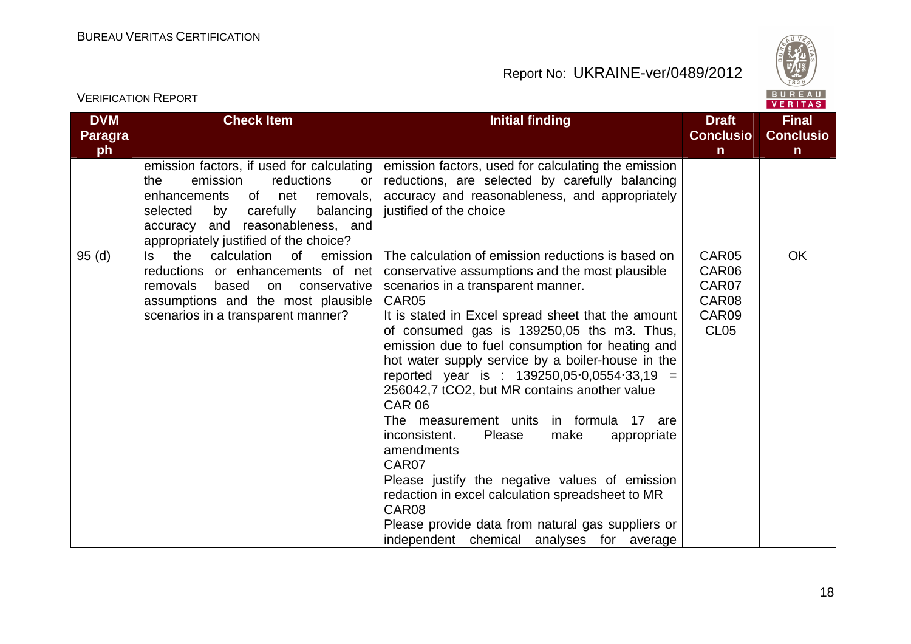| DVM Paragraph | Check Item | Initial finding | Draft Conclusion | Final Conclusion |
|---|---|---|---|---|
| | emission factors, if used for calculating the emission reductions or enhancements of net removals, selected by carefully balancing accuracy and reasonableness, and appropriately justified of the choice? | emission factors, used for calculating the emission reductions, are selected by carefully balancing accuracy and reasonableness, and appropriately justified of the choice | | |
| 95 (d) | Is the calculation of emission reductions or enhancements of net removals based on conservative assumptions and the most plausible scenarios in a transparent manner? | The calculation of emission reductions is based on conservative assumptions and the most plausible scenarios in a transparent manner.<br>CAR05<br>It is stated in Excel spread sheet that the amount of consumed gas is 139250,05 ths m3. Thus, emission due to fuel consumption for heating and hot water supply service by a boiler-house in the reported year is : 139250,05·0,0554·33,19 = 256042,7 tCO2, but MR contains another value<br>CAR 06<br>The measurement units in formula 17 are inconsistent. Please make appropriate amendments<br>CAR07<br>Please justify the negative values of emission redaction in excel calculation spreadsheet to MR<br>CAR08<br>Please provide data from natural gas suppliers or independent chemical analyses for average | CAR05<br>CAR06<br>CAR07<br>CAR08<br>CAR09<br>CL05 | OK |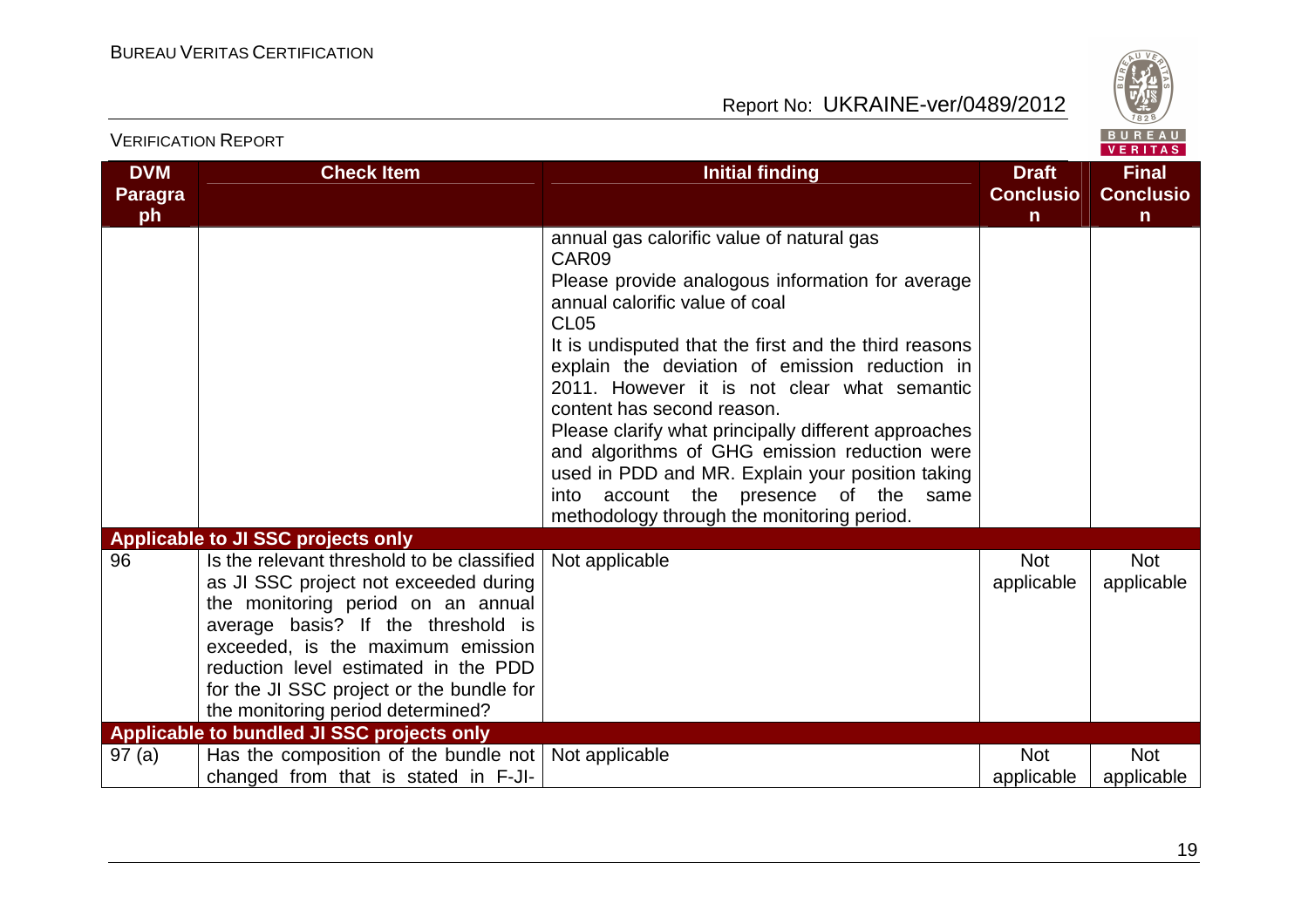| DVM Paragraph | Check Item | Initial finding | Draft Conclusion | Final Conclusion |
|---|---|---|---|---|
| | | annual gas calorific value of natural gas<br>CAR09<br>Please provide analogous information for average annual calorific value of coal<br>CL05<br>It is undisputed that the first and the third reasons explain the deviation of emission reduction in 2011. However it is not clear what semantic content has second reason.<br>Please clarify what principally different approaches and algorithms of GHG emission reduction were used in PDD and MR. Explain your position taking into account the presence of the same methodology through the monitoring period. | | |
| **Applicable to JI SSC projects only** | | | | |
| 96 | Is the relevant threshold to be classified as JI SSC project not exceeded during the monitoring period on an annual average basis? If the threshold is exceeded, is the maximum emission reduction level estimated in the PDD for the JI SSC project or the bundle for the monitoring period determined? | Not applicable | Not applicable | Not applicable |
| **Applicable to bundled JI SSC projects only** | | | | |
| 97 (a) | Has the composition of the bundle not changed from that is stated in F-JI- | Not applicable | Not applicable | Not applicable |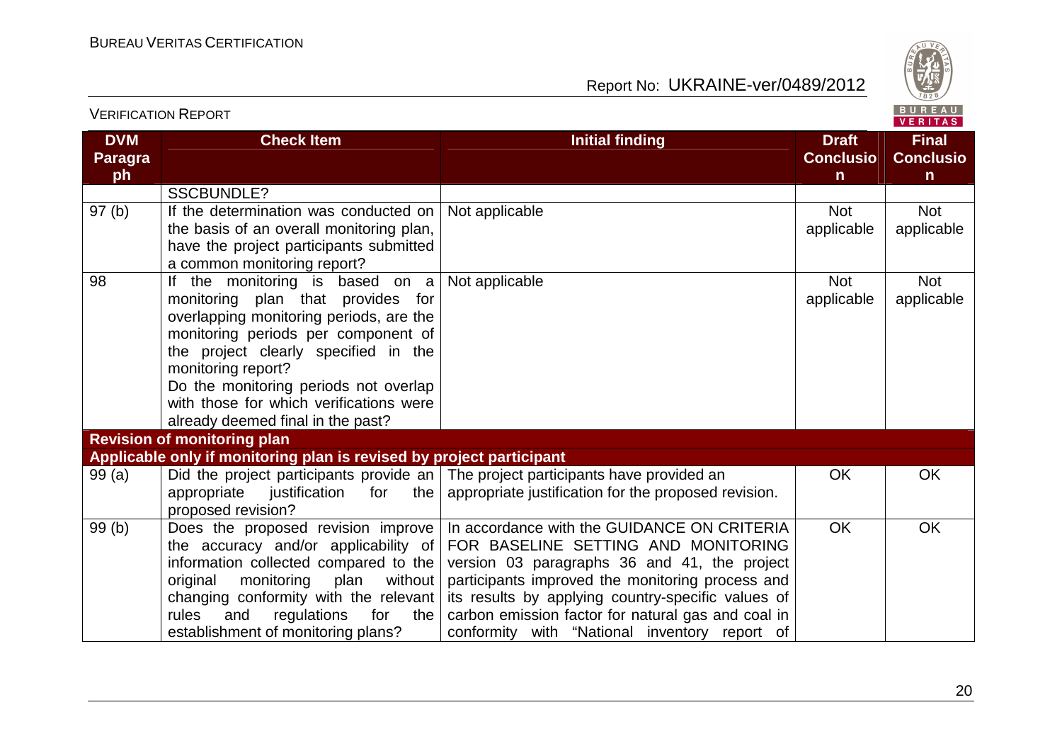| DVM Paragraph | Check Item | Initial finding | Draft Conclusion | Final Conclusion |
|---|---|---|---|---|
| | SSCBUNDLE? | | | |
| 97 (b) | If the determination was conducted on the basis of an overall monitoring plan, have the project participants submitted a common monitoring report? | Not applicable | Not applicable | Not applicable |
| 98 | If the monitoring is based on a monitoring plan that provides for overlapping monitoring periods, are the monitoring periods per component of the project clearly specified in the monitoring report? Do the monitoring periods not overlap with those for which verifications were already deemed final in the past? | Not applicable | Not applicable | Not applicable |
| **Revision of monitoring plan** | | | | |
| **Applicable only if monitoring plan is revised by project participant** | | | | |
| 99 (a) | Did the project participants provide an appropriate justification for the proposed revision? | The project participants have provided an appropriate justification for the proposed revision. | OK | OK |
| 99 (b) | Does the proposed revision improve the accuracy and/or applicability of information collected compared to the original monitoring plan without changing conformity with the relevant rules and regulations for the establishment of monitoring plans? | In accordance with the GUIDANCE ON CRITERIA FOR BASELINE SETTING AND MONITORING version 03 paragraphs 36 and 41, the project participants improved the monitoring process and its results by applying country-specific values of carbon emission factor for natural gas and coal in conformity with "National inventory report of | OK | OK |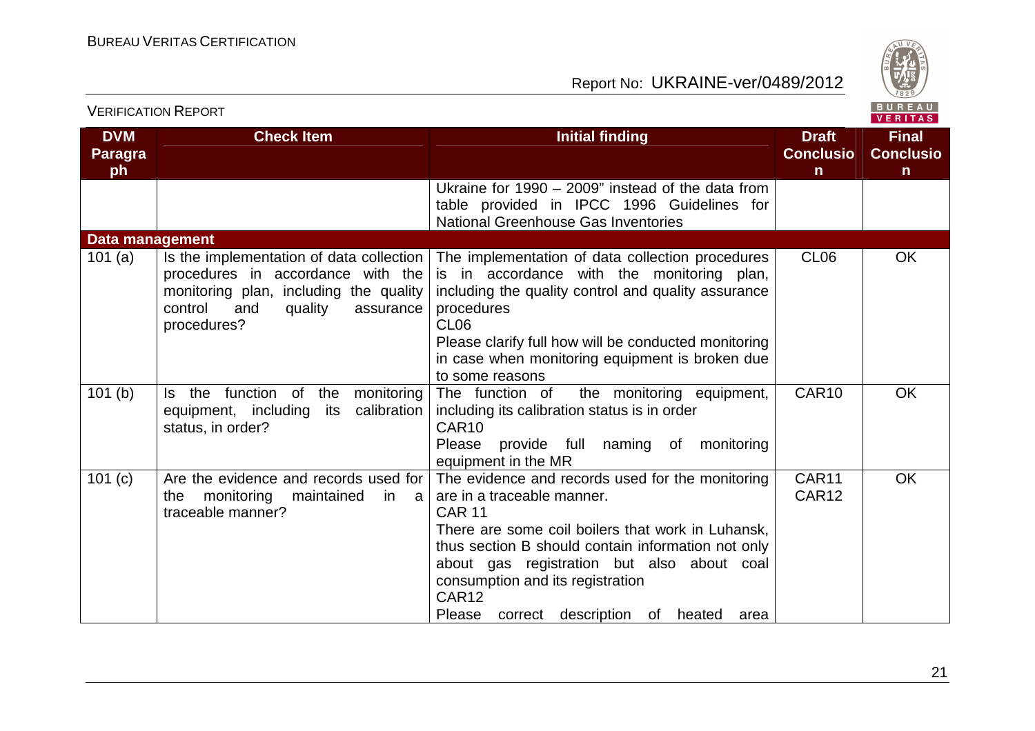| DVM Paragraph | Check Item | Initial finding | Draft Conclusion | Final Conclusion |
|---|---|---|---|---|
| | | Ukraine for 1990 – 2009" instead of the data from table provided in IPCC 1996 Guidelines for National Greenhouse Gas Inventories | | |
| **Data management** | | | | |
| 101 (a) | Is the implementation of data collection procedures in accordance with the monitoring plan, including the quality control and quality assurance procedures? | The implementation of data collection procedures is in accordance with the monitoring plan, including the quality control and quality assurance procedures<br>CL06<br>Please clarify full how will be conducted monitoring in case when monitoring equipment is broken due to some reasons | CL06 | OK |
| 101 (b) | Is the function of the monitoring equipment, including its calibration status, in order? | The function of the monitoring equipment, including its calibration status is in order<br>CAR10<br>Please provide full naming of monitoring equipment in the MR | CAR10 | OK |
| 101 (c) | Are the evidence and records used for the monitoring maintained in a traceable manner? | The evidence and records used for the monitoring are in a traceable manner.<br>CAR 11<br>There are some coil boilers that work in Luhansk, thus section B should contain information not only about gas registration but also about coal consumption and its registration<br>CAR12<br>Please correct description of heated area | CAR11<br>CAR12 | OK |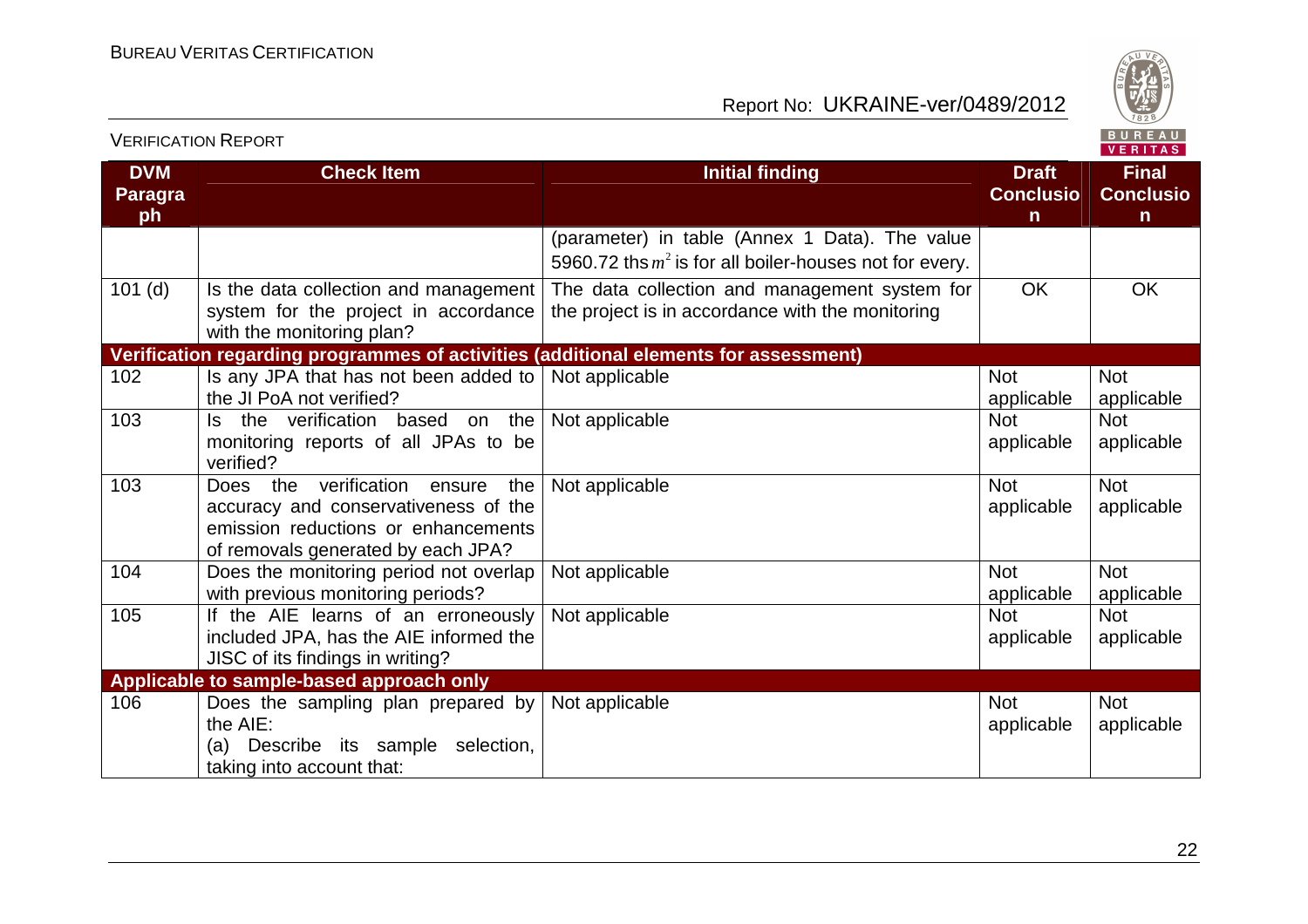| DVM Paragraph | Check Item | Initial finding | Draft Conclusion | Final Conclusion |
|---|---|---|---|---|
| | | (parameter) in table (Annex 1 Data). The value 5960.72 ths $m^2$ is for all boiler-houses not for every. | | |
| 101 (d) | Is the data collection and management system for the project in accordance with the monitoring plan? | The data collection and management system for the project is in accordance with the monitoring | OK | OK |
| **Verification regarding programmes of activities (additional elements for assessment)** | | | | |
| 102 | Is any JPA that has not been added to the JI PoA not verified? | Not applicable | Not applicable | Not applicable |
| 103 | Is the verification based on the monitoring reports of all JPAs to be verified? | Not applicable | Not applicable | Not applicable |
| 103 | Does the verification ensure the accuracy and conservativeness of the emission reductions or enhancements of removals generated by each JPA? | Not applicable | Not applicable | Not applicable |
| 104 | Does the monitoring period not overlap with previous monitoring periods? | Not applicable | Not applicable | Not applicable |
| 105 | If the AIE learns of an erroneously included JPA, has the AIE informed the JISC of its findings in writing? | Not applicable | Not applicable | Not applicable |
| **Applicable to sample-based approach only** | | | | |
| 106 | Does the sampling plan prepared by the AIE:<br>(a) Describe its sample selection, taking into account that: | Not applicable | Not applicable | Not applicable |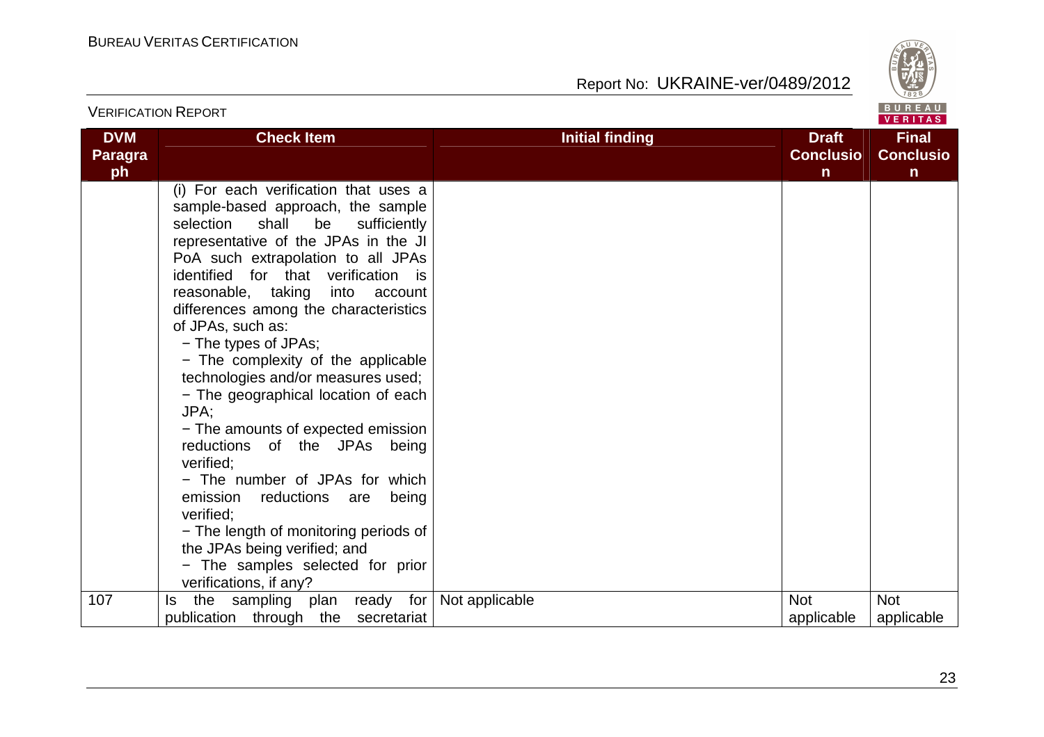| DVM Paragraph | Check Item | Initial finding | Draft Conclusion | Final Conclusion |
|---|---|---|---|---|
| | (i) For each verification that uses a sample-based approach, the sample selection shall be sufficiently representative of the JPAs in the JI PoA such extrapolation to all JPAs identified for that verification is reasonable, taking into account differences among the characteristics of JPAs, such as:<br>− The types of JPAs;<br>− The complexity of the applicable technologies and/or measures used;<br>− The geographical location of each JPA;<br>− The amounts of expected emission reductions of the JPAs being verified;<br>− The number of JPAs for which emission reductions are being verified;<br>− The length of monitoring periods of the JPAs being verified; and<br>− The samples selected for prior verifications, if any? | | | |
| 107 | Is the sampling plan ready for publication through the secretariat | Not applicable | Not applicable | Not applicable |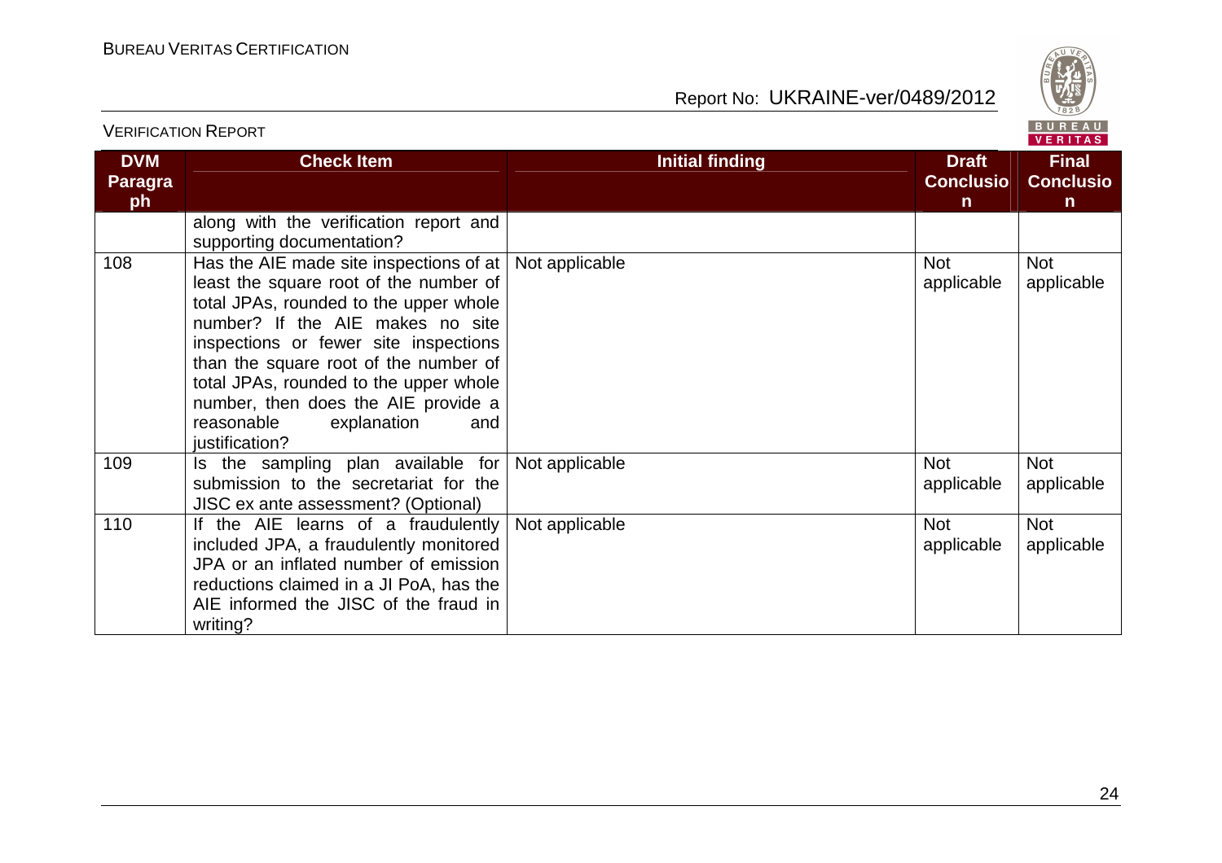| DVM Paragraph | Check Item | Initial finding | Draft Conclusion | Final Conclusion |
|---|---|---|---|---|
| | along with the verification report and supporting documentation? | | | |
| 108 | Has the AIE made site inspections of at least the square root of the number of total JPAs, rounded to the upper whole number? If the AIE makes no site inspections or fewer site inspections than the square root of the number of total JPAs, rounded to the upper whole number, then does the AIE provide a reasonable explanation and justification? | Not applicable | Not applicable | Not applicable |
| 109 | Is the sampling plan available for submission to the secretariat for the JISC ex ante assessment? (Optional) | Not applicable | Not applicable | Not applicable |
| 110 | If the AIE learns of a fraudulently included JPA, a fraudulently monitored JPA or an inflated number of emission reductions claimed in a JI PoA, has the AIE informed the JISC of the fraud in writing? | Not applicable | Not applicable | Not applicable |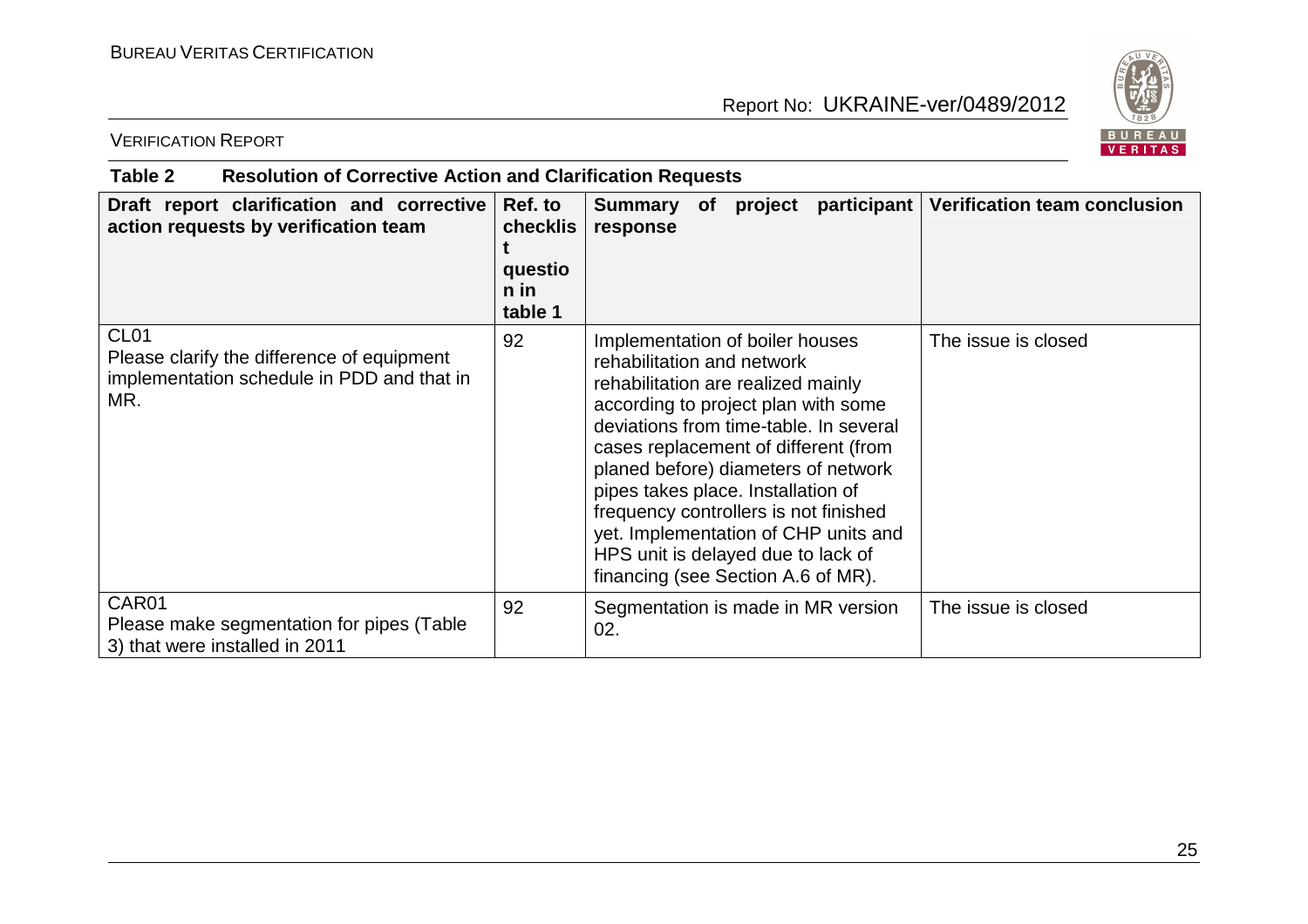**Table 2 Resolution of Corrective Action and Clarification Requests**

| Draft report clarification and corrective action requests by verification team | Ref. to checklist question in table 1 | Summary of project participant response | Verification team conclusion |
|---|---|---|---|
| CL01<br>Please clarify the difference of equipment implementation schedule in PDD and that in MR. | 92 | Implementation of boiler houses rehabilitation and network rehabilitation are realized mainly according to project plan with some deviations from time-table. In several cases replacement of different (from planed before) diameters of network pipes takes place. Installation of frequency controllers is not finished yet. Implementation of CHP units and HPS unit is delayed due to lack of financing (see Section A.6 of MR). | The issue is closed |
| CAR01<br>Please make segmentation for pipes (Table 3) that were installed in 2011 | 92 | Segmentation is made in MR version 02. | The issue is closed |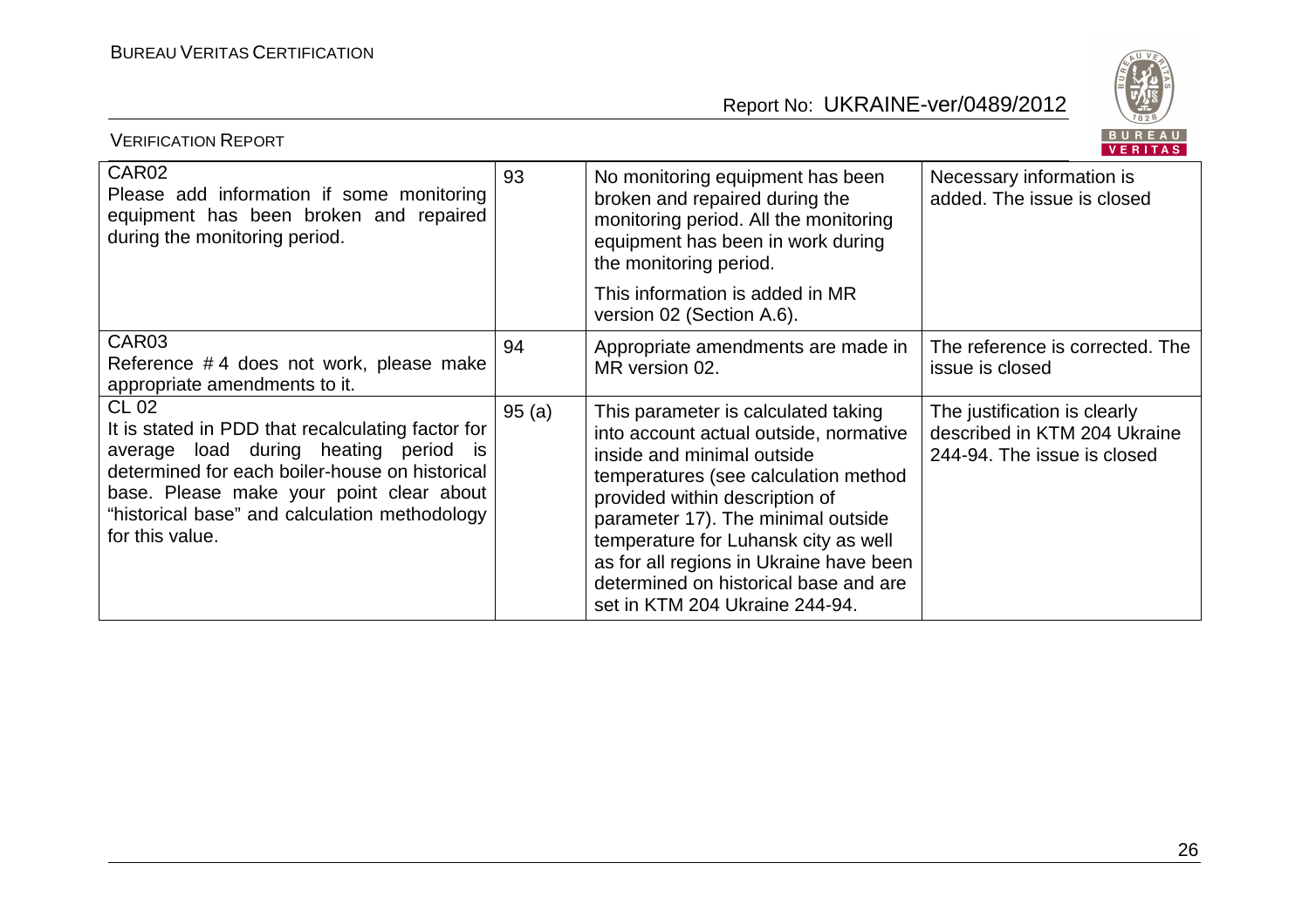| | | | |
|---|---|---|---|
| CAR02<br>Please add information if some monitoring equipment has been broken and repaired during the monitoring period. | 93 | No monitoring equipment has been broken and repaired during the monitoring period. All the monitoring equipment has been in work during the monitoring period.<br>This information is added in MR version 02 (Section A.6). | Necessary information is added. The issue is closed |
| CAR03<br>Reference # 4 does not work, please make appropriate amendments to it. | 94 | Appropriate amendments are made in MR version 02. | The reference is corrected. The issue is closed |
| CL 02<br>It is stated in PDD that recalculating factor for average load during heating period is determined for each boiler-house on historical base. Please make your point clear about "historical base" and calculation methodology for this value. | 95 (a) | This parameter is calculated taking into account actual outside, normative inside and minimal outside temperatures (see calculation method provided within description of parameter 17). The minimal outside temperature for Luhansk city as well as for all regions in Ukraine have been determined on historical base and are set in KTM 204 Ukraine 244-94. | The justification is clearly described in KTM 204 Ukraine 244-94. The issue is closed |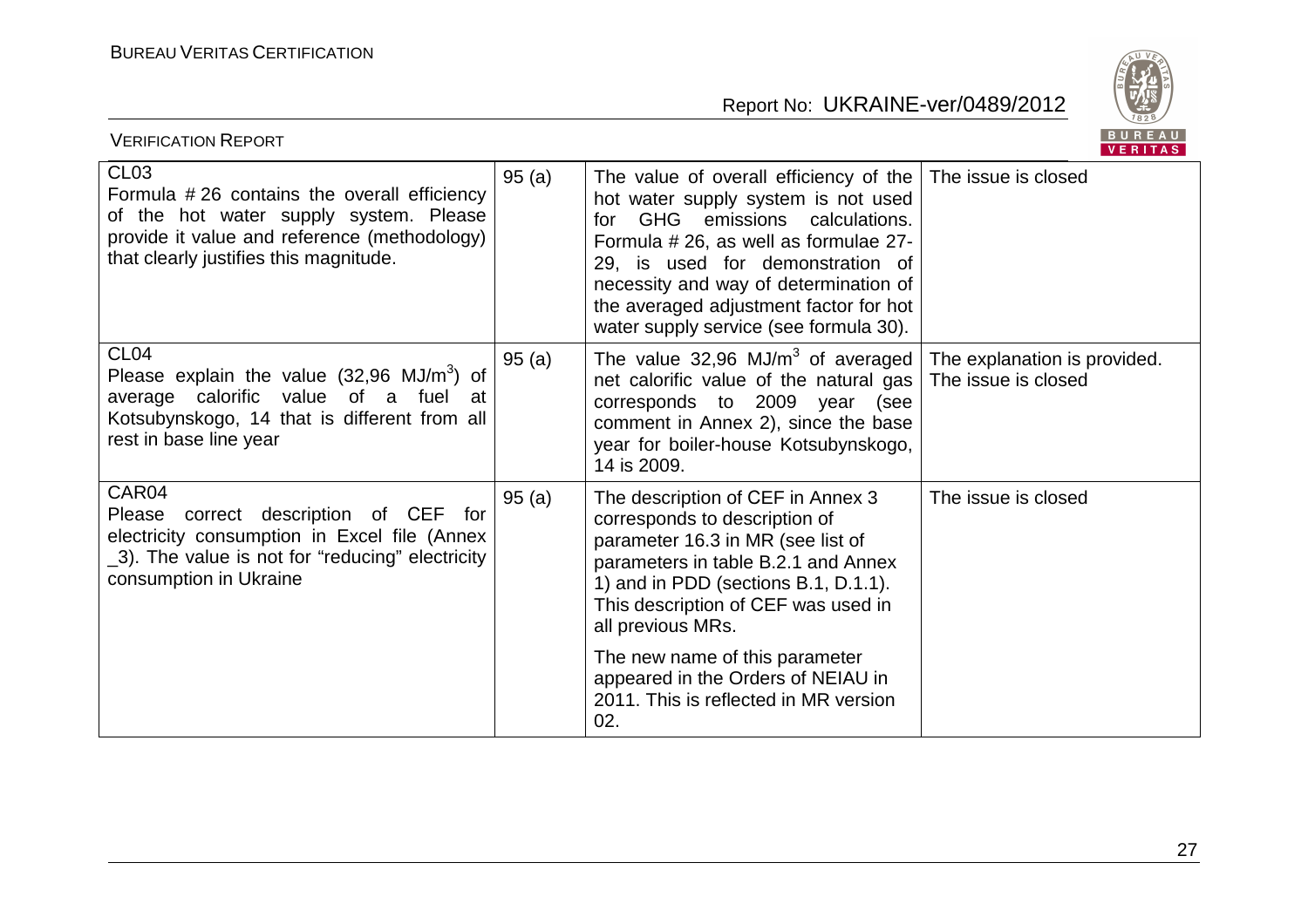| | | | |
|---|---|---|---|
| CL03<br>Formula # 26 contains the overall efficiency of the hot water supply system. Please provide it value and reference (methodology) that clearly justifies this magnitude. | 95 (a) | The value of overall efficiency of the hot water supply system is not used for GHG emissions calculations. Formula # 26, as well as formulae 27-29, is used for demonstration of necessity and way of determination of the averaged adjustment factor for hot water supply service (see formula 30). | The issue is closed |
| CL04<br>Please explain the value (32,96 MJ/m$^3$) of average calorific value of a fuel at Kotsubynskogo, 14 that is different from all rest in base line year | 95 (a) | The value 32,96 MJ/m$^3$ of averaged net calorific value of the natural gas corresponds to 2009 year (see comment in Annex 2), since the base year for boiler-house Kotsubynskogo, 14 is 2009. | The explanation is provided. The issue is closed |
| CAR04<br>Please correct description of CEF for electricity consumption in Excel file (Annex _3). The value is not for "reducing" electricity consumption in Ukraine | 95 (a) | The description of CEF in Annex 3 corresponds to description of parameter 16.3 in MR (see list of parameters in table B.2.1 and Annex 1) and in PDD (sections B.1, D.1.1). This description of CEF was used in all previous MRs.<br><br>The new name of this parameter appeared in the Orders of NEIAU in 2011. This is reflected in MR version 02. | The issue is closed |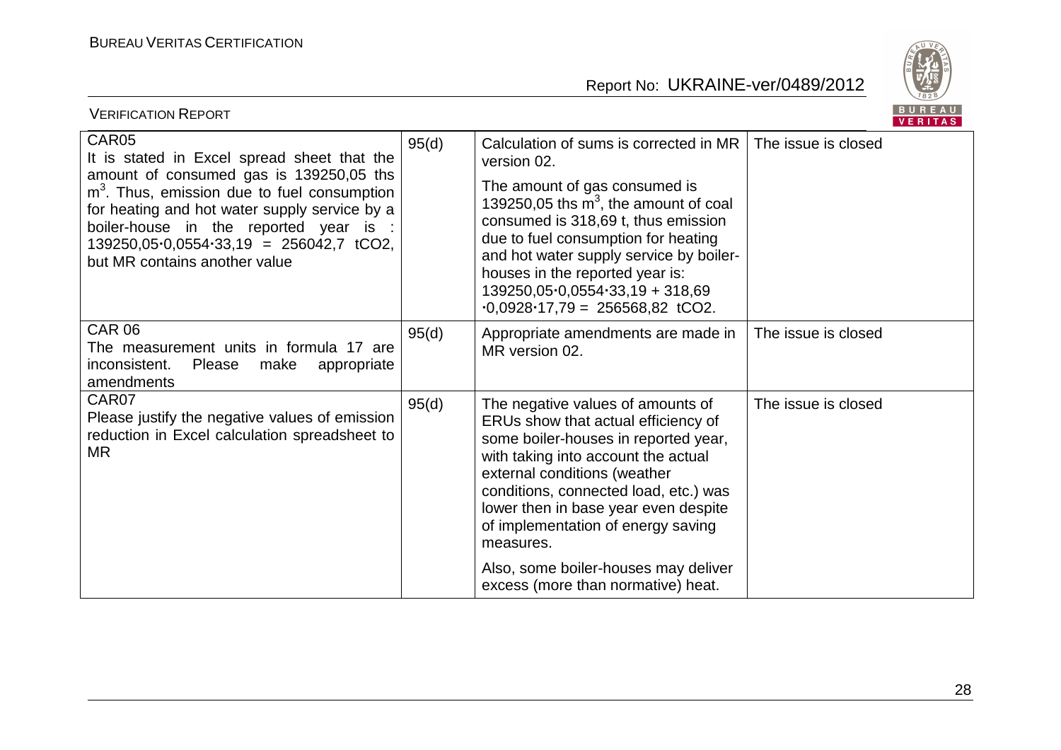| CAR05<br>It is stated in Excel spread sheet that the amount of consumed gas is 139250,05 ths $m^3$. Thus, emission due to fuel consumption for heating and hot water supply service by a boiler-house in the reported year is : 139250,05·0,0554·33,19 = 256042,7 $tCO_2$, but MR contains another value | 95(d) | Calculation of sums is corrected in MR version 02.<br><br>The amount of gas consumed is 139250,05 ths $m^3$, the amount of coal consumed is 318,69 t, thus emission due to fuel consumption for heating and hot water supply service by boiler-houses in the reported year is: 139250,05·0,0554·33,19 + 318,69 ·0,0928·17,79 = 256568,82 $tCO_2$. | The issue is closed |
|---|---|---|---|
| CAR 06<br>The measurement units in formula 17 are inconsistent. Please make appropriate amendments | 95(d) | Appropriate amendments are made in MR version 02. | The issue is closed |
| CAR07<br>Please justify the negative values of emission reduction in Excel calculation spreadsheet to MR | 95(d) | The negative values of amounts of ERUs show that actual efficiency of some boiler-houses in reported year, with taking into account the actual external conditions (weather conditions, connected load, etc.) was lower then in base year even despite of implementation of energy saving measures.<br><br>Also, some boiler-houses may deliver excess (more than normative) heat. | The issue is closed |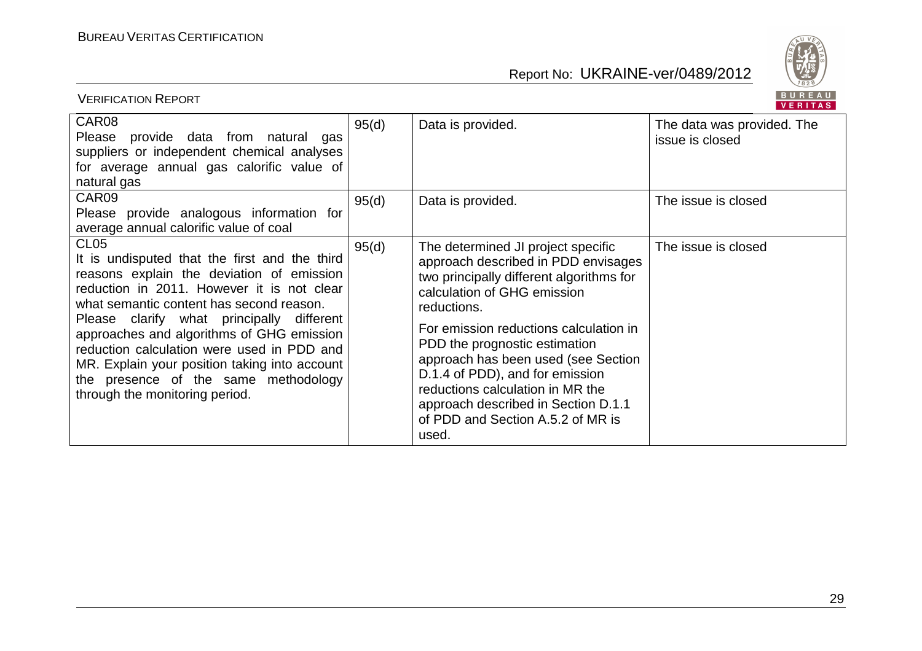| | | | |
|---|---|---|---|
| CAR08<br>Please provide data from natural gas suppliers or independent chemical analyses for average annual gas calorific value of natural gas | 95(d) | Data is provided. | The data was provided. The issue is closed |
| CAR09<br>Please provide analogous information for average annual calorific value of coal | 95(d) | Data is provided. | The issue is closed |
| CL05<br>It is undisputed that the first and the third reasons explain the deviation of emission reduction in 2011. However it is not clear what semantic content has second reason.<br>Please clarify what principally different approaches and algorithms of GHG emission reduction calculation were used in PDD and MR. Explain your position taking into account the presence of the same methodology through the monitoring period. | 95(d) | The determined JI project specific approach described in PDD envisages two principally different algorithms for calculation of GHG emission reductions.<br>For emission reductions calculation in PDD the prognostic estimation approach has been used (see Section D.1.4 of PDD), and for emission reductions calculation in MR the approach described in Section D.1.1 of PDD and Section A.5.2 of MR is used. | The issue is closed |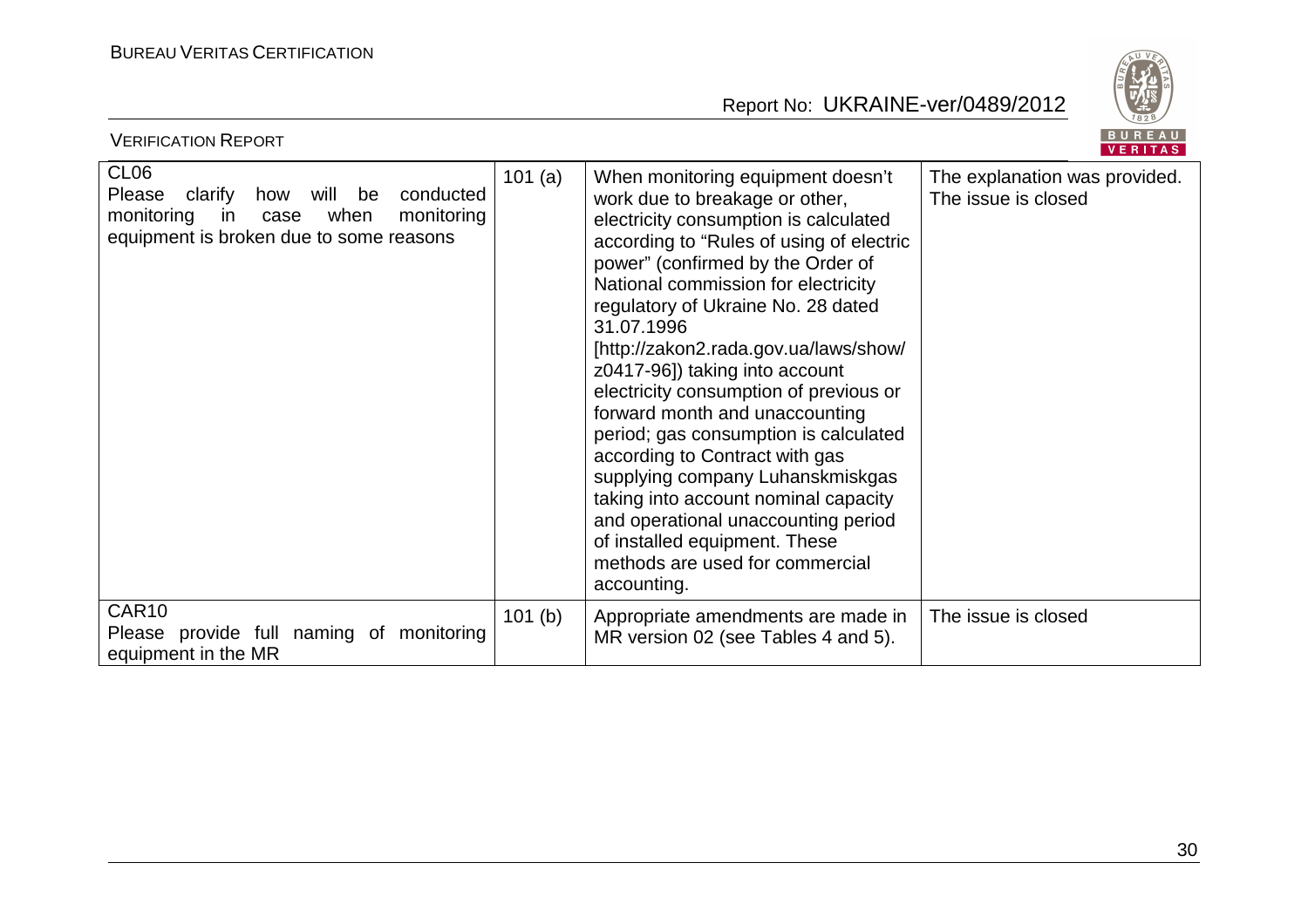| CL06<br>Please clarify how will be conducted monitoring in case when monitoring equipment is broken due to some reasons | 101 (a) | When monitoring equipment doesn't work due to breakage or other, electricity consumption is calculated according to "Rules of using of electric power" (confirmed by the Order of National commission for electricity regulatory of Ukraine No. 28 dated 31.07.1996 [http://zakon2.rada.gov.ua/laws/show/z0417-96]) taking into account electricity consumption of previous or forward month and unaccounting period; gas consumption is calculated according to Contract with gas supplying company Luhanskmiskgas taking into account nominal capacity and operational unaccounting period of installed equipment. These methods are used for commercial accounting. | The explanation was provided. The issue is closed |
|---|---|---|---|
| CAR10<br>Please provide full naming of monitoring equipment in the MR | 101 (b) | Appropriate amendments are made in MR version 02 (see Tables 4 and 5). | The issue is closed |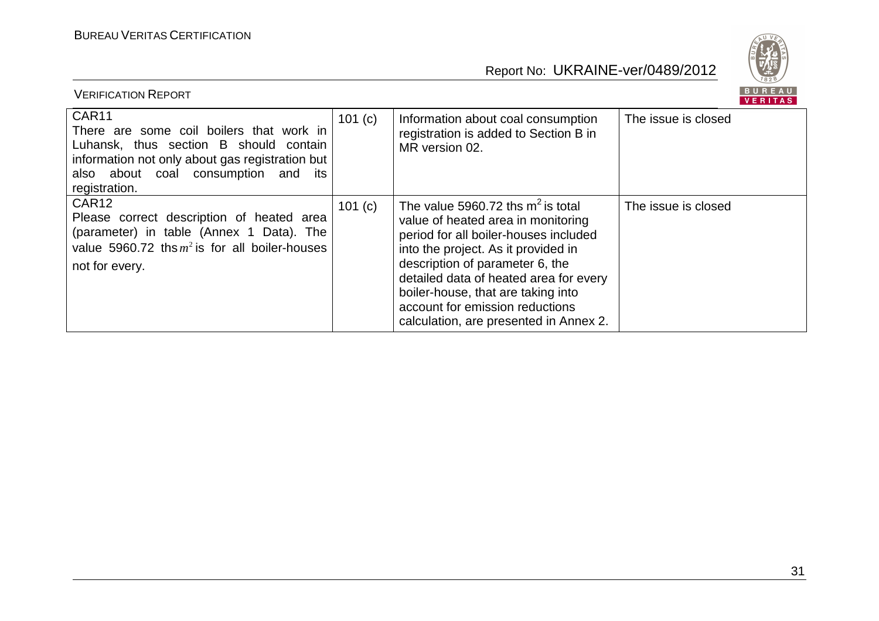| | | | |
|---|---|---|---|
| CAR11<br>There are some coil boilers that work in Luhansk, thus section B should contain information not only about gas registration but also about coal consumption and its registration. | 101 (c) | Information about coal consumption registration is added to Section B in MR version 02. | The issue is closed |
| CAR12<br>Please correct description of heated area (parameter) in table (Annex 1 Data). The value 5960.72 ths $m^2$ is for all boiler-houses not for every. | 101 (c) | The value 5960.72 ths $m^2$ is total value of heated area in monitoring period for all boiler-houses included into the project. As it provided in description of parameter 6, the detailed data of heated area for every boiler-house, that are taking into account for emission reductions calculation, are presented in Annex 2. | The issue is closed |